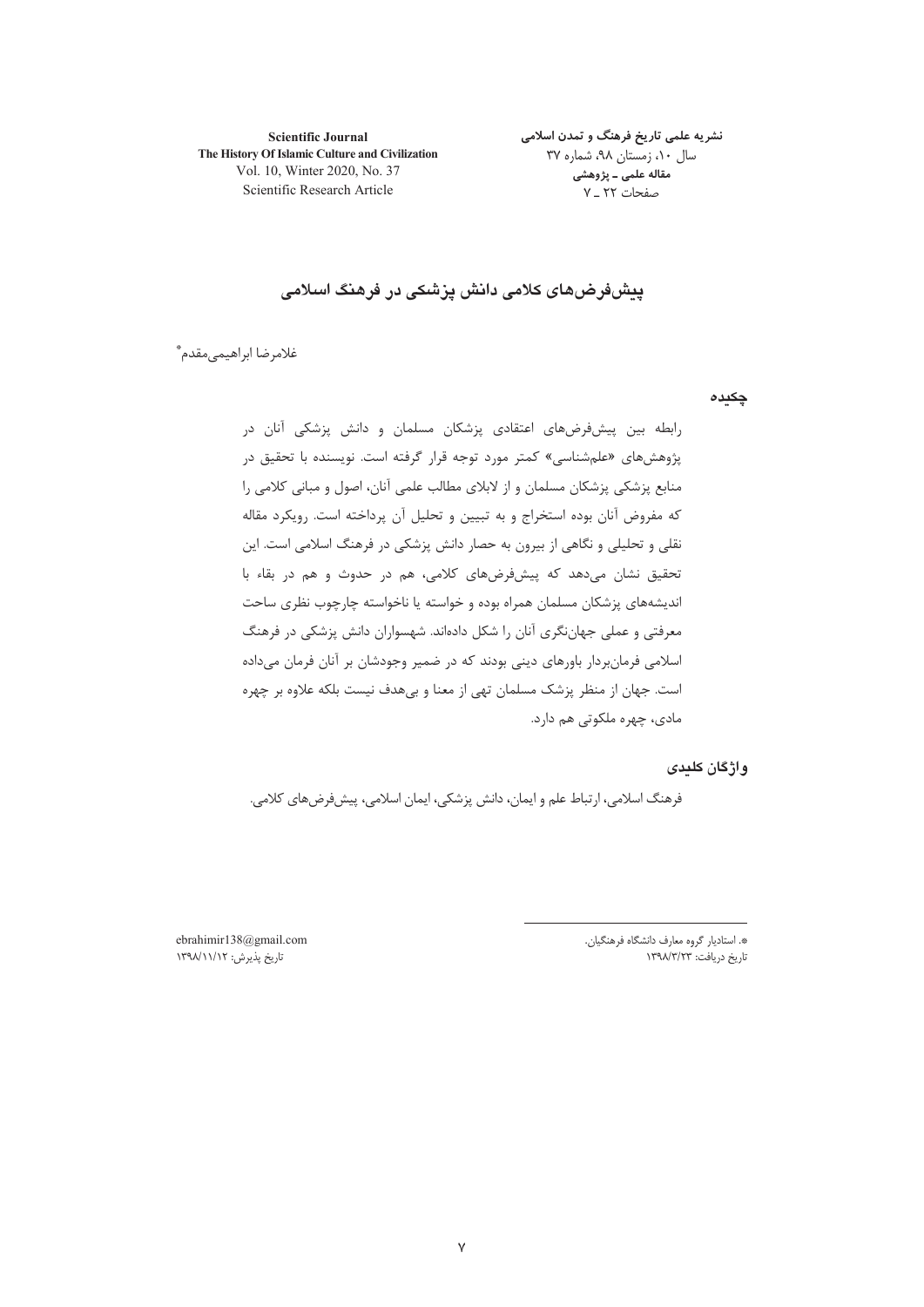# پیش‌فرض‌های کلامی دانش پزشکی در فرهنگ اسلامی

غلامرضا ابراهیمی‌مقدم[*]

## چکیده

رابطه بین پیش‌فرض‌های اعتقادی پزشکان مسلمان و دانش پزشکی آنان در پژوهش‌های «علم‌شناسی» کمتر مورد توجه قرار گرفته است. نویسنده با تحقیق در منابع پزشکی پزشکان مسلمان و از لابلای مطالب علمی آنان، اصول و مبانی کلامی را که مفروض آنان بوده استخراج و به تبیین و تحلیل آن پرداخته است. رویکرد مقاله نقلی و تحلیلی و نگاهی از بیرون به حصار دانش پزشکی در فرهنگ اسلامی است. این تحقیق نشان می‌دهد که پیش‌فرض‌های کلامی، هم در حدوث و هم در بقاء با اندیشه‌های پزشکان مسلمان همراه بوده و خواسته یا ناخواسته چارچوب نظری ساحت معرفتی و عملی جهان‌نگری آنان را شکل داده‌اند. شهسواران دانش پزشکی در فرهنگ اسلامی فرمان‌بردار باورهای دینی بودند که در ضمیر وجودشان بر آنان فرمان می‌داده است. جهان از منظر پزشک مسلمان تهی از معنا و بی‌هدف نیست بلکه علاوه بر چهره مادی، چهره ملکوتی هم دارد.

## واژگان کلیدی

فرهنگ اسلامی، ارتباط علم و ایمان، دانش پزشکی، ایمان اسلامی، پیش‌فرض‌های کلامی.

---

[*] استادیار گروه معارف دانشگاه فرهنگیان.
ebrahimir138@gmail.com

تاریخ دریافت: ۱۳۹۸/۳/۲۳
تاریخ پذیرش: ۱۳۹۸/۱۱/۱۲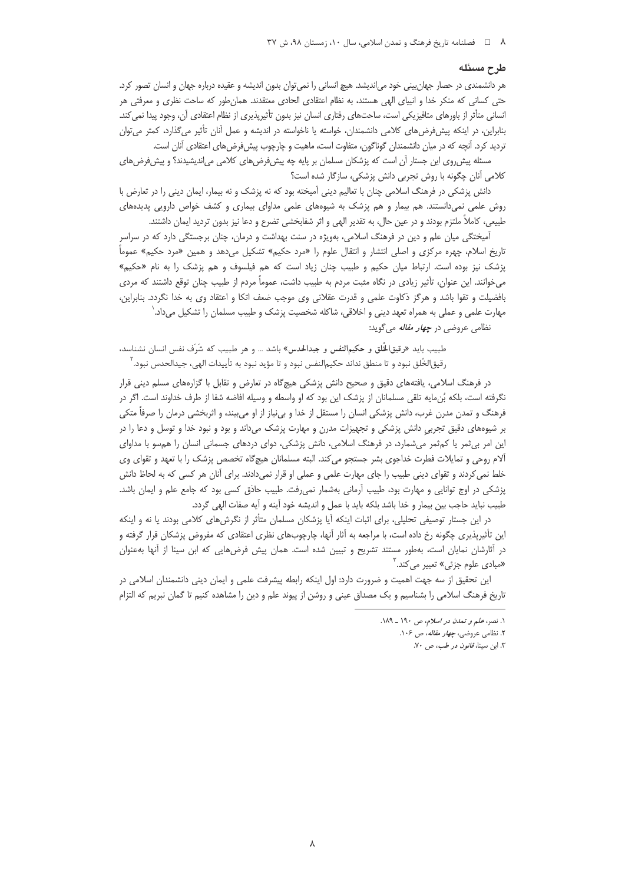## طرح مسئله

هر دانشمندی در حصار جهان‌بینی خود می‌اندیشد. هیچ انسانی را نمی‌توان بدون اندیشه و عقیده درباره جهان و انسان تصور کرد. حتی کسانی که منکر خدا و انبیای الهی هستند، به نظام اعتقادی الحادی معتقدند. همان‌طور که ساحت نظری و معرفتی هر انسانی متأثر از باورهای متافیزیکی است، ساحت‌های رفتاری انسان نیز بدون تأثیرپذیری از نظام اعتقادی آن، وجود پیدا نمی‌کند. بنابراین، در اینکه پیش‌فرض‌های کلامی دانشمندان، خواسته یا ناخواسته در اندیشه و عمل آنان تأثیر می‌گذارد، کمتر می‌توان تردید کرد. آنچه که در میان دانشمندان گوناگون، متفاوت است، ماهیت و چارچوب پیش‌فرض‌های اعتقادی آنان است.

مسئله پیش‌روی این جستار آن است که پزشکان مسلمان بر پایه چه پیش‌فرض‌های کلامی می‌اندیشیدند؟ و پیش‌فرض‌های کلامی آنان چگونه با روش تجربی دانش پزشکی، سازگار شده است؟

دانش پزشکی در فرهنگ اسلامی چنان با تعالیم دینی آمیخته بود که نه پزشک و نه بیمار، ایمان دینی را در تعارض با روش علمی نمی‌دانستند. هم بیمار و هم پزشک به شیوه‌های علمی مداوای بیماری و کشف خواص دارویی پدیده‌های طبیعی، کاملاً ملتزم بودند و در عین حال، به تقدیر الهی و اثر شفابخشی تضرع و دعا نیز بدون تردید ایمان داشتند.

آمیختگی میان علم و دین در فرهنگ اسلامی، به‌ویژه در سنت بهداشت و درمان، چنان برجستگی دارد که در سراسر تاریخ اسلام، چهره مرکزی و اصلی انتشار و انتقال علوم را «مرد حکیم» تشکیل می‌دهد و همین «مرد حکیم» عموماً پزشک نیز بوده است. ارتباط میان حکیم و طبیب چنان زیاد است که هم فیلسوف و هم پزشک را به نام «حکیم» می‌خواندند. این عنوان، تأثیر زیادی در نگاه مثبت مردم به طبیب داشت، عموماً مردم از طبیب چنان توقع داشتند که مردی بافضیلت و تقوا باشد و هرگز ذکاوت علمی و قدرت عقلانی وی موجب ضعف اتکا و اعتقاد وی به خدا نگردد. بنابراین، مهارت علمی و عملی به همراه تعهد دینی و اخلاقی، شاکله شخصیت پزشک و طبیب مسلمان را تشکیل می‌داد.[1]

نظامی عروضی در *چهار مقاله* می‌گوید:

> طبیب باید «**رقیق‌الخُلق و حکیم‌النفس و جیدالحدس**» باشد ... و هر طبیب که شَرَف نفس انسان نشناسد، رقیق‌الخُلق نبود و تا منطق نداند حکیم‌النفس نبود و تا مؤید نبود به تأییدات الهی، جیدالحدس نبود.[2]

در فرهنگ اسلامی، یافته‌های دقیق و صحیح دانش پزشکی هیچ‌گاه در تعارض و تقابل با گزاره‌های مسلم دینی قرار نگرفته است، بلکه بُن‌مایه تلقی مسلمانان از پزشک این بود که او واسطه و وسیله افاضه شفا از طرف خداوند است. اگر در فرهنگ و تمدن مدرن غرب، دانش پزشکی انسان را مستقل از خدا و بی‌نیاز از او می‌بیند، و اثربخشی درمان را صرفاً متکی بر شیوه‌های دقیق تجربیِ دانش پزشکی و تجهیزات مدرن و مهارت پزشک می‌داند و بود و نبود خدا و توسل و دعا را در این امر بی‌ثمر یا کم‌ثمر می‌شمارد، در فرهنگ اسلامی، دانش پزشکی، دوای دردهای جسمانی انسان را هم‌سو با مداوای آلام روحی و تمایلات فطرت خداجوی بشر جستجو می‌کند. البته مسلمانان هیچ‌گاه تخصص پزشک را با تعهد و تقوای وی خلط نمی‌کردند و تقوای دینی طبیب را جای مهارت علمی و عملی او قرار نمی‌دادند. برای آنان هر کسی که به لحاظ دانش پزشکی در اوج توانایی و مهارت بود، طبیب آرمانی به‌شمار نمی‌رفت. طبیب حاذق کسی بود که جامع علم و ایمان باشد. طبیب نباید حاجب بین بیمار و خدا باشد بلکه باید با عمل و اندیشه خود آینه و آیه صفات الهی گردد.

در این جستار توصیفی تحلیلی، برای اثبات اینکه آیا پزشکان مسلمان متأثر از نگرش‌های کلامی بودند یا نه و اینکه این تأثیرپذیری چگونه رخ داده است، با مراجعه به آثار آنها، چارچوب‌های نظری اعتقادی که مفروض پزشکان قرار گرفته و در آثارشان نمایان است، به‌طور مستند تشریح و تبیین شده است. همان پیش فرض‌هایی که ابن سینا از آنها به‌عنوان «مبادی علوم جزئی» تعبیر می‌کند.[3]

این تحقیق از سه جهت اهمیت و ضرورت دارد: اول اینکه رابطه پیشرفت علمی و ایمان دینی دانشمندان اسلامی در تاریخ فرهنگ اسلامی را بشناسیم و یک مصداق عینی و روشن از پیوند علم و دین را مشاهده کنیم تا گمان نبریم که التزام

---

1. نصر، *علم و تمدن در اسلام*، ص ۱۹۰ ـ ۱۸۹.
2. نظامی عروضی، *چهار مقاله*، ص ۱۰۶.
3. ابن سینا، *قانون در طب*، ص ۷۰.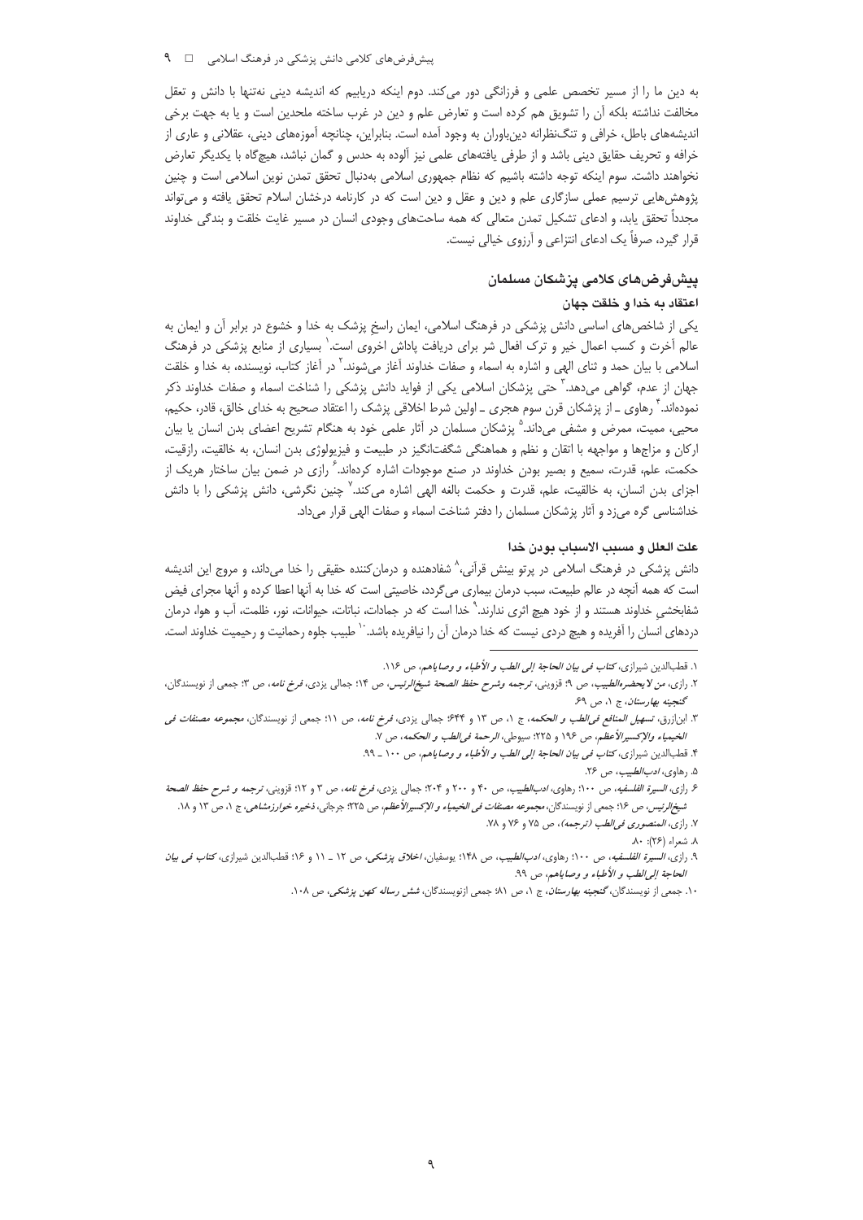به دین ما را از مسیر تخصص علمی و فرزانگی دور می‌کند. دوم اینکه دریابیم که اندیشه دینی نه‌تنها با دانش و تعقل مخالفت نداشته بلکه آن را تشویق هم کرده است و تعارض علم و دین در غرب ساخته ملحدین است و یا به جهت برخی اندیشه‌های باطل، خرافی و تنگ‌نظرانه دین‌باوران به وجود آمده است. بنابراین، چنانچه آموزه‌های دینی، عقلانی و عاری از خرافه و تحریف حقایق دینی باشد و از طرفی یافته‌های علمی نیز آلوده به حدس و گمان نباشد، هیچ‌گاه با یکدیگر تعارض نخواهند داشت. سوم اینکه توجه داشته باشیم که نظام جمهوری اسلامی به‌دنبال تحقق تمدن نوین اسلامی است و چنین پژوهش‌هایی ترسیم عملی سازگاری علم و دین و عقل و دین است که در کارنامه درخشان اسلام تحقق یافته و می‌تواند مجدداً تحقق یابد، و ادعای تشکیل تمدن متعالی که همه ساحت‌های وجودی انسان در مسیر غایت خلقت و بندگی خداوند قرار گیرد، صرفاً یک ادعای انتزاعی و آرزوی خیالی نیست.

## پیش‌فرض‌های کلامی پزشکان مسلمان

### اعتقاد به خدا و خلقت جهان

یکی از شاخص‌های اساسی دانش پزشکی در فرهنگ اسلامی، ایمان راسخ پزشک به خدا و خشوع در برابر آن و ایمان به عالم آخرت و کسب اعمال خیر و ترک افعال شر برای دریافت پاداش اخروی است.[1] بسیاری از منابع پزشکی در فرهنگ اسلامی با بیان حمد و ثنای الهی و اشاره به اسماء و صفات خداوند آغاز می‌شوند.[2] در آغاز کتاب، نویسنده، به خدا و خلقت جهان از عدم، گواهی می‌دهد.[3] حتی پزشکان اسلامی یکی از فواید دانش پزشکی را شناخت اسماء و صفات خداوند ذکر نموده‌اند.[4] رهاوی ـ از پزشکان قرن سوم هجری ـ اولین شرط اخلاقی پزشک را اعتقاد صحیح به خدای خالق، قادر، حکیم، محیی، ممیت، ممرض و مشفی می‌داند.[5] پزشکان مسلمان در آثار علمی خود به هنگام تشریح اعضای بدن انسان یا بیان ارکان و مزاج‌ها و مواجهه با اتقان و نظم و هماهنگی شگفت‌انگیز در طبیعت و فیزیولوژی بدن انسان، به خالقیت، رازقیت، حکمت، علم، قدرت، سمیع و بصیر بودن خداوند در صنع موجودات اشاره کرده‌اند.[6] رازی در ضمن بیان ساختار هریک از اجزای بدن انسان، به خالقیت، علم، قدرت و حکمت بالغه الهی اشاره می‌کند.[7] چنین نگرشی، دانش پزشکی را با دانش خداشناسی گره می‌زد و آثار پزشکان مسلمان را دفتر شناخت اسماء و صفات الهی قرار می‌داد.

### علت العلل و مسبب الاسباب بودن خدا

دانش پزشکی در فرهنگ اسلامی در پرتو بینش قرآنی،[8] شفادهنده و درمان‌کننده حقیقی را خدا می‌داند، و مروج این اندیشه است که همه آنچه در عالم طبیعت، سبب درمان بیماری می‌گردد، خاصیتی است که خدا به آنها اعطا کرده و آنها مجرای فیض شفابخشیِ خداوند هستند و از خود هیچ اثری ندارند.[9] خدا است که در جمادات، نباتات، حیوانات، نور، ظلمت، آب و هوا، درمان دردهای انسان را آفریده و هیچ دردی نیست که خدا درمان آن را نیافریده باشد.[10] طبیب جلوه رحمانیت و رحیمیت خداوند است.

---

۱. قطب‌الدین شیرازی، *کتاب فی بیان الحاجة إلی الطب و الأطباء و وصایاهم*، ص ۱۱۶.

۲. رازی، *من لایحضره‌الطبیب*، ص ۹؛ قزوینی، *ترجمه وشرح حفظ الصحة شیخ‌الرئیس*، ص ۱۴؛ جمالی یزدی، *فرخ نامه*، ص ۳؛ جمعی از نویسندگان، *گنجینه بهارستان*، ج ۱، ص ۶۹.

۳. ابن‌ازرق، *تسهیل المنافع فی‌الطب و الحکمه*، ج ۱، ص ۱۳ و ۶۴۴؛ جمالی یزدی، *فرخ نامه*، ص ۱۱؛ جمعی از نویسندگان، *مجموعه مصنفات فی الخیمیاء والإکسیرالأعظم*، ص ۱۹۶ و ۲۲۵؛ سیوطی، *الرحمة فی‌الطب و الحکمه*، ص ۷.

۴. قطب‌الدین شیرازی، *کتاب فی بیان الحاجة إلی الطب و الأطباء و وصایاهم*، ص ۱۰۰ ـ ۹۹.

۵. رهاوی، *ادب‌الطبیب*، ص ۲۶.

۶. رازی، *السیرة الفلسفیه*، ص ۱۰۰؛ رهاوی، *ادب‌الطبیب*، ص ۴۰ و ۲۰۰ و ۲۰۴؛ جمالی یزدی، *فرخ نامه*، ص ۳ و ۱۲؛ قزوینی، *ترجمه و شرح حفظ الصحة شیخ‌الرئیس*، ص ۱۶؛ جمعی از نویسندگان، *مجموعه مصنفات فی الخیمیاء و الإکسیرالأعظم*، ص ۲۲۵؛ جرجانی، *ذخیره خوارزمشاهی*، ج ۱، ص ۱۳ و ۱۸.

۷. رازی، *المنصوری فی‌الطب (ترجمه)*، ص ۷۵ و ۷۶ و ۷۸.

۸. شعراء (۲۶): ۸۰.

۹. رازی، *السیرة الفلسفیه*، ص ۱۰۰؛ رهاوی، *ادب‌الطبیب*، ص ۱۴۸؛ یوسفیان، *اخلاق پزشکی*، ص ۱۲ ـ ۱۱ و ۱۶؛ قطب‌الدین شیرازی، *کتاب فی بیان الحاجة إلی‌الطب و الأطباء و وصایاهم*، ص ۹۹.

۱۰. جمعی از نویسندگان، *گنجینه بهارستان*، ج ۱، ص ۸۱؛ جمعی ازنویسندگان، *شش رساله کهن پزشکی*، ص ۱۰۸.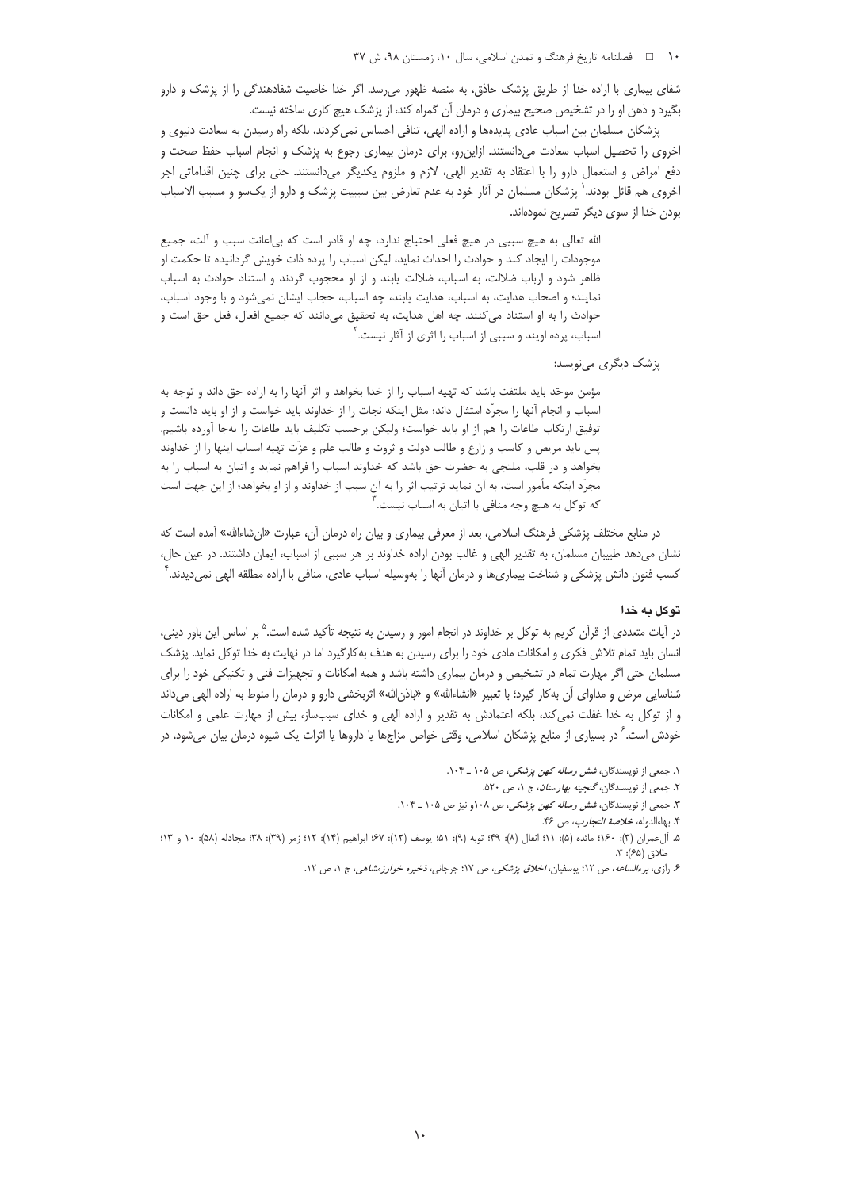شفای بیماری با اراده خدا از طریق پزشک حاذق، به منصه ظهور می‌رسد. اگر خدا خاصیت شفادهندگی را از پزشک و دارو بگیرد و ذهن او را در تشخیص صحیح بیماری و درمان آن گمراه کند، از پزشک هیچ کاری ساخته نیست.

پزشکان مسلمان بین اسباب عادی پدیده‌ها و اراده الهی، تنافی احساس نمی‌کردند، بلکه راه رسیدن به سعادت دنیوی و اخروی را تحصیل اسباب سعادت می‌دانستند. ازاین‌رو، برای درمان بیماری رجوع به پزشک و انجام اسباب حفظ صحت و دفع امراض و استعمال دارو را با اعتقاد به تقدیر الهی، لازم و ملزوم یکدیگر می‌دانستند. حتی برای چنین اقداماتی اجر اخروی هم قائل بودند.[1] پزشکان مسلمان در آثار خود به عدم تعارض بین سببیت پزشک و دارو از یک‌سو و مسبب الاسباب بودن خدا از سوی دیگر تصریح نموده‌اند.

> الله تعالی به هیچ سببی در هیچ فعلی احتیاج ندارد، چه او قادر است که بی‌اعانت سبب و آلت، جمیع موجودات را ایجاد کند و حوادث را احداث نماید، لیکن اسباب را پرده ذات خویش گردانیده تا حکمت او ظاهر شود و ارباب ضلالت، به اسباب، ضلالت یابند و از او محجوب گردند و استناد حوادث به اسباب نمایند؛ و اصحاب هدایت، به اسباب، هدایت یابند، چه اسباب، حجاب ایشان نمی‌شود و با وجود اسباب، حوادث را به او استناد می‌کنند. چه اهل هدایت، به تحقیق می‌دانند که جمیع افعال، فعل حق است و اسباب، پرده اویند و سببی از اسباب را اثری از آثار نیست.[2]

پزشک دیگری می‌نویسد:

> مؤمن موحّد باید ملتفت باشد که تهیه اسباب را از خدا بخواهد و اثر آنها را به اراده حق داند و توجه به اسباب و انجام آنها را مجرّد امتثال داند؛ مثل اینکه نجات را از خداوند باید خواست و از او باید دانست و توفیق ارتکاب طاعات را هم از او باید خواست؛ ولیکن برحسب تکلیف باید طاعات را به‌جا آورده باشیم. پس باید مریض و کاسب و زارع و طالب دولت و ثروت و طالب علم و عزّت تهیه اسباب اینها را از خداوند بخواهد و در قلب، ملتجی به حضرت حق باشد که خداوند اسباب را فراهم نماید و اتیان به اسباب را به مجرّد اینکه مأمور است، به آن نماید ترتیب اثر را به آن سبب از خداوند و از او بخواهد؛ از این جهت است که توکل به هیچ وجه منافی با اتیان به اسباب نیست.[3]

در منابع مختلف پزشکی فرهنگ اسلامی، بعد از معرفی بیماری و بیان راه درمان آن، عبارت «ان‌شاءالله» آمده است که نشان می‌دهد طبیبان مسلمان، به تقدیر الهی و غالب بودن اراده خداوند بر هر سببی از اسباب، ایمان داشتند. در عین حال، کسب فنون دانش پزشکی و شناخت بیماری‌ها و درمان آنها را به‌وسیله اسباب عادی، منافی با اراده مطلقه الهی نمی‌دیدند.[4]

### توکل به خدا

در آیات متعددی از قرآن کریم به توکل بر خداوند در انجام امور و رسیدن به نتیجه تأکید شده است.[5] بر اساس این باور دینی، انسان باید تمام تلاش فکری و امکانات مادی خود را برای رسیدن به هدف به‌کارگیرد اما در نهایت به خدا توکل نماید. پزشک مسلمان حتی اگر مهارت تمام در تشخیص و درمان بیماری داشته باشد و همه امکانات و تجهیزات فنی و تکنیکی خود را برای شناسایی مرض و مداوای آن به‌کار گیرد؛ با تعبیر «انشاءالله» و «باذن‌الله» اثربخشی دارو و درمان را منوط به اراده الهی می‌داند و از توکل به خدا غفلت نمی‌کند، بلکه اعتمادش به تقدیر و اراده الهی و خدای سبب‌ساز، بیش از مهارت علمی و امکانات خودش است.[6] در بسیاری از منابع پزشکان اسلامی، وقتی خواص مزاج‌ها یا داروها یا اثرات یک شیوه درمان بیان می‌شود، در

---

۱. جمعی از نویسندگان، *شش رساله کهن پزشکی*، ص ۱۰۵ ـ ۱۰۴.

۲. جمعی از نویسندگان، *گنجینه بهارستان*، ج ۱، ص ۵۲۰.

۳. جمعی از نویسندگان، *شش رساله کهن پزشکی*، ص ۱۰۸و نیز ص ۱۰۵ ـ ۱۰۴.

۴. بهاءالدوله، *خلاصة التجارب*، ص ۴۶.

۵. آل‌عمران (۳): ۱۶۰؛ مائده (۵): ۱۱؛ انفال (۸): ۴۹؛ توبه (۹): ۵۱؛ یوسف (۱۲): ۶۷؛ ابراهیم (۱۴): ۱۲؛ زمر (۳۹): ۳۸؛ مجادله (۵۸): ۱۰ و ۱۳؛ طلاق (۶۵): ۳.

۶. رازی، *برءالساعه*، ص ۱۲؛ یوسفیان، *اخلاق پزشکی*، ص ۱۷؛ جرجانی، *ذخیره خوارزمشاهی*، ج ۱، ص ۱۲.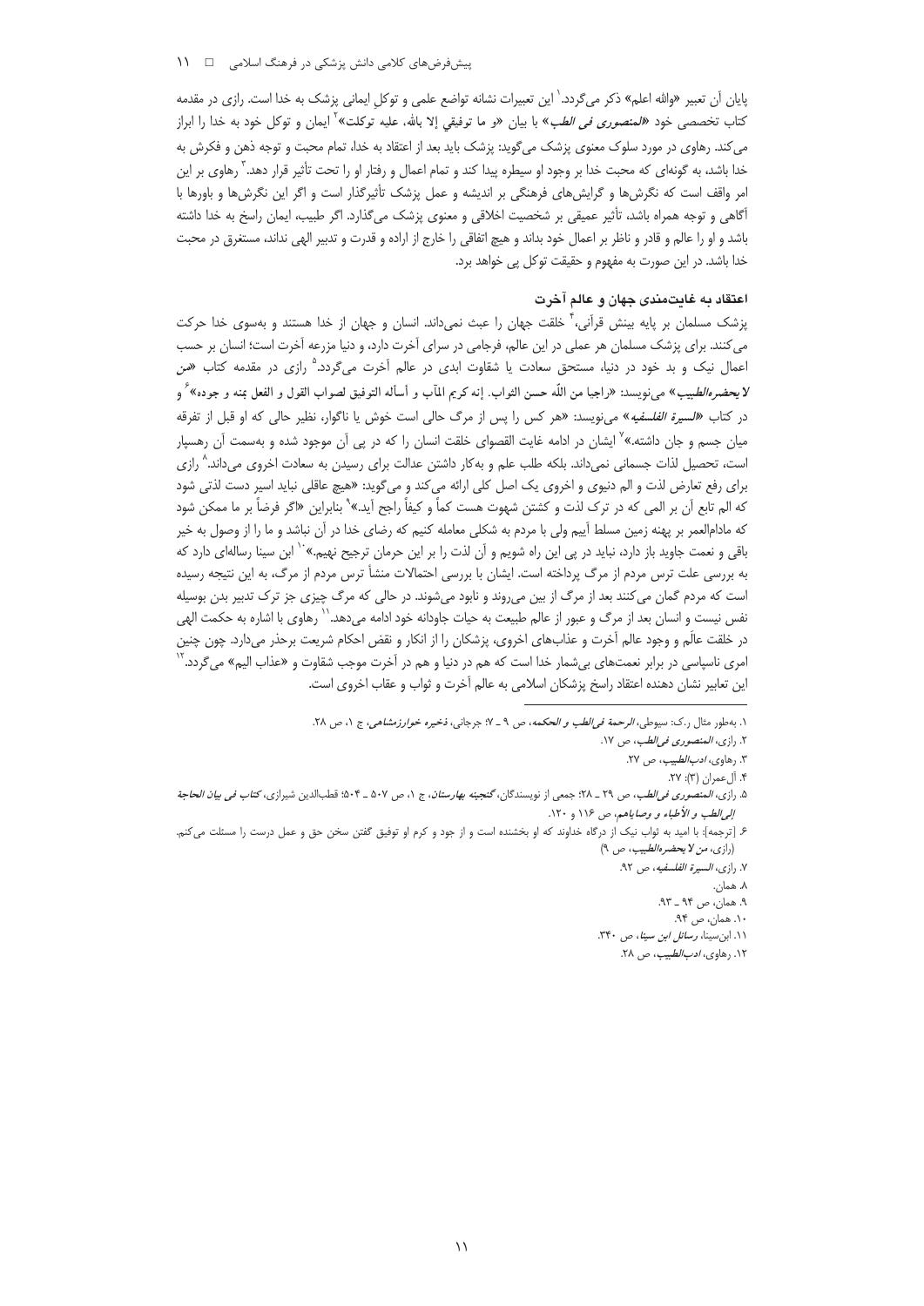پایان آن تعبیر «والله اعلم» ذکر می‌گردد.[1] این تعبیرات نشانه تواضع علمی و توکل ایمانی پزشک به خدا است. رازی در مقدمه کتاب تخصصی خود «*المنصوری فی الطب*» با بیان «و ما توفیقي إلا بالله، علیه توکلت»[2] ایمان و توکل خود به خدا را ابراز می‌کند. رهاوی در مورد سلوک معنوی پزشک می‌گوید: پزشک باید بعد از اعتقاد به خدا، تمام محبت و توجه ذهن و فکرش به خدا باشد، به گونه‌ای که محبت خدا بر وجود او سیطره پیدا کند و تمام اعمال و رفتار او را تحت تأثیر قرار دهد.[3] رهاوی بر این امر واقف است که نگرش‌ها و گرایش‌های فرهنگی بر اندیشه و عمل پزشک تأثیرگذار است و اگر این نگرش‌ها و باورها با آگاهی و توجه همراه باشد، تأثیر عمیقی بر شخصیت اخلاقی و معنوی پزشک می‌گذارد. اگر طبیب، ایمان راسخ به خدا داشته باشد و او را عالم و قادر و ناظر بر اعمال خود بداند و هیچ اتفاقی را خارج از اراده و قدرت و تدبیر الهی نداند، مستغرق در محبت خدا باشد. در این صورت به مفهوم و حقیقت توکل پی خواهد برد.

### اعتقاد به غایت‌مندی جهان و عالم آخرت

پزشک مسلمان بر پایه بینش قرآنی،[4] خلقت جهان را عبث نمی‌داند. انسان و جهان از خدا هستند و به‌سوی خدا حرکت می‌کنند. برای پزشک مسلمان هر عملی در این عالم، فرجامی در سرای آخرت دارد، و دنیا مزرعه آخرت است؛ انسان بر حسب اعمال نیک و بد خود در دنیا، مستحق سعادت یا شقاوت ابدی در عالم آخرت می‌گردد.[5] رازی در مقدمه کتاب «*من لا یحضره‌الطبیب*» می‌نویسد: «راجیا من اللّه حسن الثواب. إنه کریم المآب و أسأله التوفیق لصواب القول و الفعل بمنه و جوده»[6] و در کتاب «*السیرة الفلسفیه*» می‌نویسد: «هر کس را پس از مرگ حالی است خوش یا ناگوار، نظیر حالی که او قبل از تفرقه میان جسم و جان داشته.»[7] ایشان در ادامه غایت القصوای خلقت انسان را که در پی آن موجود شده و به‌سمت آن رهسپار است، تحصیل لذات جسمانی نمی‌داند. بلکه طلب علم و به‌کار داشتن عدالت برای رسیدن به سعادت اخروی می‌داند.[8] رازی برای رفع تعارض لذت و الم دنیوی و اخروی یک اصل کلی ارائه می‌کند و می‌گوید: «هیچ عاقلی نباید اسیر دست لذتی شود که الم تابع آن بر المی که در ترک لذت و کشتن شهوت هست کماً و کیفاً راجح آید.»[9] بنابراین «اگر فرضاً بر ما ممکن شود که مادام‌العمر بر پهنه زمین مسلط آییم ولی با مردم به شکلی معامله کنیم که رضای خدا در آن نباشد و ما را از وصول به خیر باقی و نعمت جاوید باز دارد، نباید در پی این راه شویم و آن لذت را بر این حرمان ترجیح نهیم.»[10] ابن سینا رساله‌ای دارد که به بررسی علت ترس مردم از مرگ پرداخته است. ایشان با بررسی احتمالات منشأ ترس مردم از مرگ، به این نتیجه رسیده است که مردم گمان می‌کنند بعد از مرگ از بین می‌روند و نابود می‌شوند. در حالی که مرگ چیزی جز ترک تدبیر بدن بوسیله نفس نیست و انسان بعد از مرگ و عبور از عالم طبیعت به حیات جاودانه خود ادامه می‌دهد.[11] رهاوی با اشاره به حکمت الهی در خلقت عالَم و وجود عالم آخرت و عذاب‌های اخروی، پزشکان را از انکار و نقض احکام شریعت برحذر می‌دارد. چون چنین امری ناسپاسی در برابر نعمت‌های بی‌شمار خدا است که هم در دنیا و هم در آخرت موجب شقاوت و «عذاب الیم» می‌گردد.[12] این تعابیر نشان دهنده اعتقاد راسخ پزشکان اسلامی به عالم آخرت و ثواب و عقاب اخروی است.

---

۱. به‌طور مثال ر.ک: سیوطی، *الرحمة فی‌الطب و الحکمه*، ص ۹ ـ ۷؛ جرجانی، *ذخیره خوارزمشاهی*، ج ۱، ص ۲۸.

۲. رازی، *المنصوری فی‌الطب*، ص ۱۷.

۳. رهاوی، *ادب‌الطبیب*، ص ۲۷.

۴. آل‌عمران (۳): ۲۷.

۵. رازی، *المنصوری فی‌الطب*، ص ۲۹ ـ ۲۸؛ جمعی از نویسندگان، *گنجینه بهارستان*، ج ۱، ص ۵۰۷ ـ ۵۰۴؛ قطب‌الدین شیرازی، *کتاب فی بیان الحاجة إلی‌الطب و الأطباء و وصایاهم*، ص ۱۱۶ و ۱۲۰.

۶. [ترجمه]: با امید به ثواب نیک از درگاه خداوند که او بخشنده است و از جود و کرم او توفیق گفتن سخن حق و عمل درست را مسئلت می‌کنم. (رازی، *من لا یحضره‌الطبیب*، ص ۹)

۷. رازی، *السیرة الفلسفیه*، ص ۹۲.

۸. همان.

۹. همان، ص ۹۴ ـ ۹۳.

۱۰. همان، ص ۹۴.

۱۱. ابن‌سینا، *رسائل ابن سینا*، ص ۳۴۰.

۱۲. رهاوی، *ادب‌الطبیب*، ص ۲۸.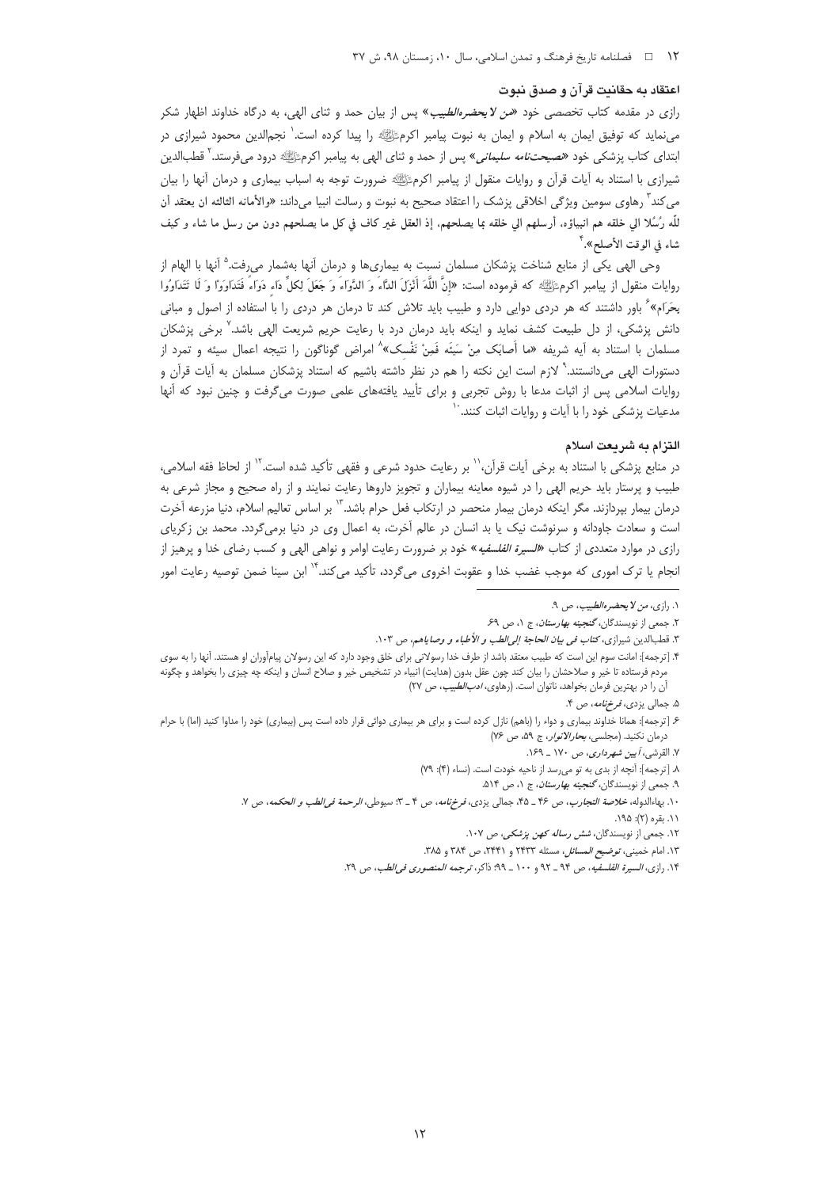## اعتقاد به حقانیت قرآن و صدق نبوت

رازی در مقدمه کتاب تخصصی خود «*من لا یحضره‌الطبیب*» پس از بیان حمد و ثنای الهی، به درگاه خداوند اظهار شکر می‌نماید که توفیق ایمان به اسلام و ایمان به نبوت پیامبر اکرمﷺ را پیدا کرده است.[1] نجم‌الدین محمود شیرازی در ابتدای کتاب پزشکی خود «*نصیحت‌نامه سلیمانی*» پس از حمد و ثنای الهی به پیامبر اکرمﷺ درود می‌فرستد.[2] قطب‌الدین شیرازی با استناد به آیات قرآن و روایات منقول از پیامبر اکرمﷺ ضرورت توجه به اسباب بیماری و درمان آنها را بیان می‌کند[3] رهاوی سومین ویژگی اخلاقی پزشک را اعتقاد صحیح به نبوت و رسالت انبیا می‌داند: «والأمانه الثالثه ان یعتقد أن للّه رُسُلا الي خلقه هم انبیاؤه، أرسلهم الي خلقه بما یصلحهم، إذ العقل غیر کاف في کل ما یصلحهم دون من رسل ما شاء و کیف شاء في الوقت الأصلح».[4]

وحی الهی یکی از منابع شناخت پزشکان مسلمان نسبت به بیماری‌ها و درمان آنها به‌شمار می‌رفت.[5] آنها با الهام از روایات منقول از پیامبر اکرمﷺ که فرموده است: «إِنَّ اللَّهَ أَنْزَلَ الدَّاءَ وَ الدَّوَاءَ وَ جَعَلَ لِكلِّ دَاءٍ دَوَاءً فَتَدَاوَوْا وَ لَا تَتَدَاوُوا بِحَرَامٍ»[6] باور داشتند که هر دردی دوایی دارد و طبیب باید تلاش کند تا درمان هر دردی را با استفاده از اصول و مبانی دانش پزشکی، از دل طبیعت کشف نماید و اینکه باید درمان درد با رعایت حریم شریعت الهی باشد.[7] برخی پزشکان مسلمان با استناد به آیه شریفه «ما أَصابَكَ مِنْ سَيِّئَه فَمِنْ نَفْسِكَ»[8] امراض گوناگون را نتیجه اعمال سیئه و تمرد از دستورات الهی می‌دانستند.[9] لازم است این نکته را هم در نظر داشته باشیم که استناد پزشکان مسلمان به آیات قرآن و روایات اسلامی پس از اثبات مدعا با روش تجربی و برای تأیید یافته‌های علمی صورت می‌گرفت و چنین نبود که آنها مدعیات پزشکی خود را با آیات و روایات اثبات کنند.[10]

## التزام به شریعت اسلام

در منابع پزشکی با استناد به برخی آیات قرآن،[11] بر رعایت حدود شرعی و فقهی تأکید شده است.[12] از لحاظ فقه اسلامی، طبیب و پرستار باید حریم الهی را در شیوه معاینه بیماران و تجویز داروها رعایت نمایند و از راه صحیح و مجاز شرعی به درمان بیمار بپردازند. مگر اینکه درمان بیمار منحصر در ارتکاب فعل حرام باشد.[13] بر اساس تعالیم اسلام، دنیا مزرعه آخرت است و سعادت جاودانه و سرنوشت نیک یا بد انسان در عالم آخرت، به اعمال وی در دنیا برمی‌گردد. محمد بن زکریای رازی در موارد متعددی از کتاب «*السیرة الفلسفیه*» خود بر ضرورت رعایت اوامر و نواهی الهی و کسب رضای خدا و پرهیز از انجام یا ترک اموری که موجب غضب خدا و عقوبت اخروی می‌گردد، تأکید می‌کند.[14] ابن سینا ضمن توصیه رعایت امور

---

۱. رازی، *من لا یحضره‌الطبیب*، ص ۹.

۲. جمعی از نویسندگان، *گنجینه بهارستان*، ج ۱، ص ۶۹.

۳. قطب‌الدین شیرازی، *کتاب فی بیان الحاجة إلی‌الطب و الأطباء و وصایاهم*، ص ۱۰۳.

۴. [ترجمه]: امانت سوم این است که طبیب معتقد باشد از طرف خدا رسولانی برای خلق وجود دارد که این رسولان پیام‌آوران او هستند. آنها را به سوی مردم فرستاده تا خیر و صلاحشان را بیان کند چون عقل بدون (هدایت) انبیاء در تشخیص خیر و صلاح انسان و اینکه چه چیزی را بخواهد و چگونه آن را در بهترین فرمان بخواهد، ناتوان است. (رهاوی، *ادب‌الطبیب*، ص ۲۷)

۵. جمالی یزدی، *فرخ‌نامه*، ص ۴.

۶. [ترجمه]: همانا خداوند بیماری و دواء را (باهم) نازل کرده است و برای هر بیماری دوائی قرار داده است پس (بیماری) خود را مداوا کنید (اما) با حرام درمان نکنید. (مجلسی، *بحارالانوار*، ج ۵۹، ص ۷۶)

۷. القرشی، *آیین شهرداری*، ص ۱۷۰ ـ ۱۶۹.

۸. [ترجمه]: آنچه از بدی به تو می‌رسد از ناحیه خودت است. (نساء (۴): ۷۹)

۹. جمعی از نویسندگان، *گنجینه بهارستان*، ج ۱، ص ۵۱۴.

۱۰. بهاءالدوله، *خلاصة التجارب*، ص ۴۶ ـ ۴۵، جمالی یزدی، *فرخ‌نامه*، ص ۴ ـ ۳؛ سیوطی، *الرحمة فی‌الطب و الحکمه*، ص ۷.

۱۱. بقره (۲): ۱۹۵.

۱۲. جمعی از نویسندگان، *شش رساله کهن پزشکی*، ص ۱۰۷.

۱۳. امام خمینی، *توضیح المسائل*، مسئله ۲۴۳۳ و ۲۴۴۱، ص ۳۸۴ و ۳۸۵.

۱۴. رازی، *السیرة الفلسفیه*، ص ۹۴ ـ ۹۲ و ۱۰۰ ـ ۹۹؛ ذاکر، *ترجمه المنصوری فی‌الطب*، ص ۲۹.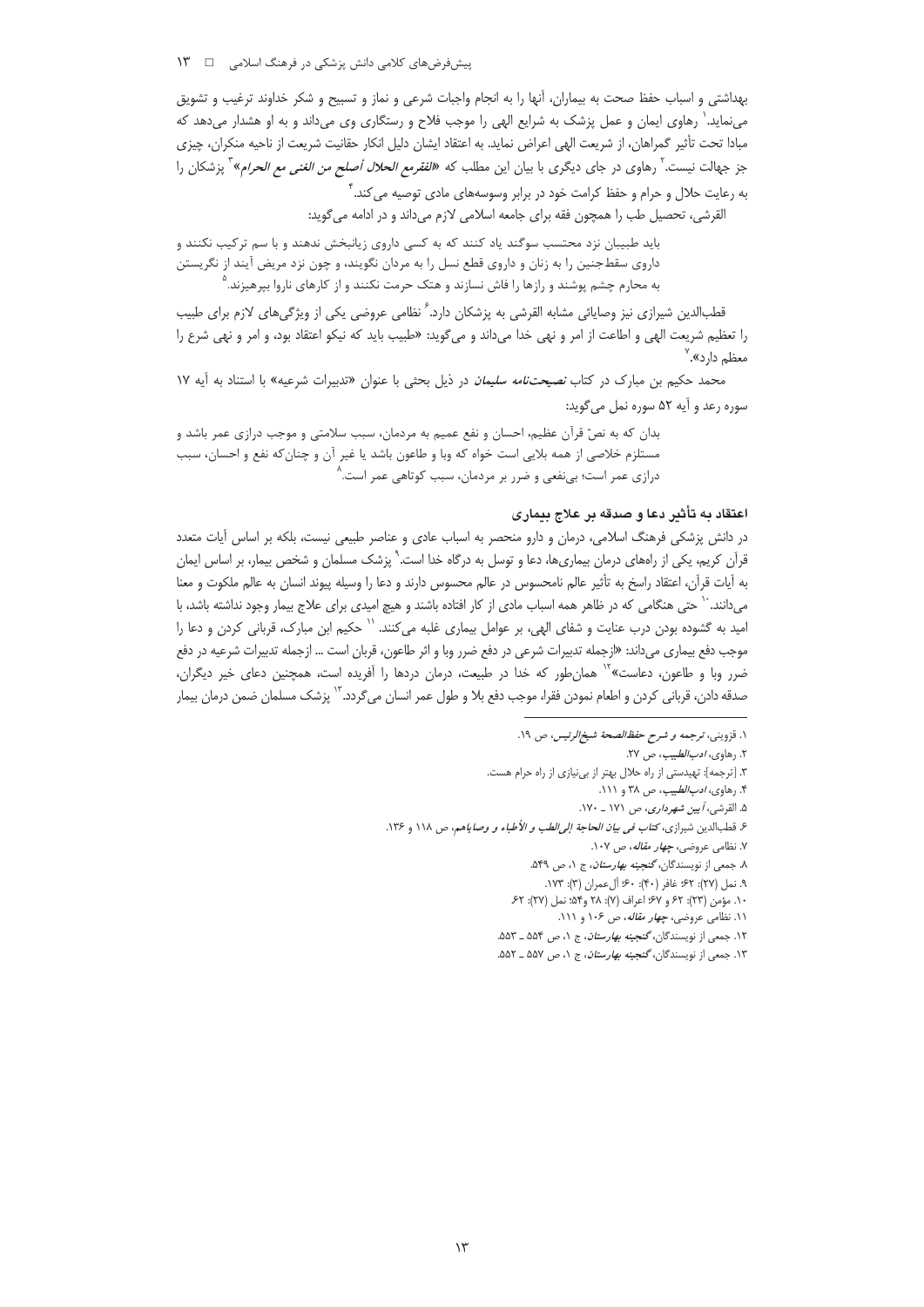بهداشتی و اسباب حفظ صحت به بیماران، آنها را به انجام واجبات شرعی و نماز و تسبیح و شکر خداوند ترغیب و تشویق می‌نماید.[1] رهاوی ایمان و عمل پزشک به شرایع الهی را موجب فلاح و رستگاری وی می‌داند و به او هشدار می‌دهد که مبادا تحت تأثیر گمراهان، از شریعت الهی اعراض نماید. به اعتقاد ایشان دلیل انکار حقانیت شریعت از ناحیه منکران، چیزی جز جهالت نیست.[2] رهاوی در جای دیگری با بیان این مطلب که *«الفقرمع الحلال أصلح من الغنی مع الحرام»*[3] پزشکان را به رعایت حلال و حرام و حفظ کرامت خود در برابر وسوسه‌های مادی توصیه می‌کند.[4]

القرشی، تحصیل طب را همچون فقه برای جامعه اسلامی لازم می‌داند و در ادامه می‌گوید:

> باید طبیبان نزد محتسب سوگند یاد کنند که به کسی داروی زیانبخش ندهند و با سم ترکیب نکنند و داروی سقط‌جنین را به زنان و داروی قطع نسل را به مردان نگویند، و چون نزد مریض آیند از نگریستن به محارم چشم پوشند و رازها را فاش نسازند و هتک حرمت نکنند و از کارهای ناروا بپرهیزند.[5]

قطب‌الدین شیرازی نیز وصایائی مشابه القرشی به پزشکان دارد.[6] نظامی عروضی یکی از ویژگی‌های لازم برای طبیب را تعظیم شریعت الهی و اطاعت از امر و نهی خدا می‌داند و می‌گوید: «طبیب باید که نیکو اعتقاد بود، و امر و نهی شرع را معظم دارد».[7]

محمد حکیم بن مبارک در کتاب *نصیحت‌نامه سلیمان* در ذیل بحثی با عنوان «تدبیرات شرعیه» با استناد به آیه ۱۷ سوره رعد و آیه ۵۲ سوره نمل می‌گوید:

> بدان که به نصّ قرآن عظیم، احسان و نفع عمیم به مردمان، سبب سلامتی و موجب درازی عمر باشد و مستلزم خلاصی از همه بلایی است خواه که وبا و طاعون باشد یا غیر آن و چنان‌که نفع و احسان، سبب درازی عمر است؛ بی‌نفعی و ضرر بر مردمان، سبب کوتاهی عمر است.[8]

### اعتقاد به تأثیر دعا و صدقه بر علاج بیماری

در دانش پزشکی فرهنگ اسلامی، درمان و دارو منحصر به اسباب عادی و عناصر طبیعی نیست، بلکه بر اساس آیات متعدد قرآن کریم، یکی از راه‌های درمان بیماری‌ها، دعا و توسل به درگاه خدا است.[9] پزشک مسلمان و شخص بیمار، بر اساس ایمان به آیات قرآن، اعتقاد راسخ به تأثیر عالم نامحسوس در عالم محسوس دارند و دعا را وسیله پیوند انسان به عالم ملکوت و معنا می‌دانند.[10] حتی هنگامی که در ظاهر همه اسباب مادی از کار افتاده باشند و هیچ امیدی برای علاج بیمار وجود نداشته باشد، با امید به گشوده بودن درب عنایت و شفای الهی، بر عوامل بیماری غلبه می‌کنند.[11] حکیم ابن مبارک، قربانی کردن و دعا را موجب دفع بیماری می‌داند: «ازجمله تدبیرات شرعی در دفع ضرر وبا و اثر طاعون، قربان است ... ازجمله تدبیرات شرعیه در دفع ضرر وبا و طاعون، دعاست»[12] همان‌طور که خدا درمان دردها را آفریده است، همچنین دعای خیر دیگران، صدقه دادن، قربانی کردن و اطعام نمودن فقرا، موجب دفع بلا و طول عمر انسان می‌گردد.[13] پزشک مسلمان ضمن درمان بیمار

---

۱. قزوینی، *ترجمه و شرح حفظ‌الصحة شیخ‌الرئیس*، ص ۱۹.

۲. رهاوی، *ادب‌الطبیب*، ص ۲۷.

۳. [ترجمه]: تهیدستی از راه حلال بهتر از بی‌نیازی از راه حرام هست.

۴. رهاوی، *ادب‌الطبیب*، ص ۳۸ و ۱۱۱.

۵. القرشی، *آیین شهرداری*، ص ۱۷۱ ـ ۱۷۰.

۶. قطب‌الدین شیرازی، *کتاب فی بیان الحاجة إلی‌الطب و الأطباء و وصایاهم*، ص ۱۱۸ و ۱۳۶.

۷. نظامی عروضی، *چهار مقاله*، ص ۱۰۷.

۸. جمعی از نویسندگان، *گنجینه بهارستان*، ج ۱، ص ۵۴۹.

۹. نمل (۲۷): ۶۲؛ غافر (۴۰): ۶۰؛ آل‌عمران (۳): ۱۷۳.

۱۰. مؤمن (۲۳): ۶۲ و ۶۷؛ اعراف (۷): ۲۸ و۵۴؛ نمل (۲۷): ۶۲.

۱۱. نظامی عروضی، *چهار مقاله*، ص ۱۰۶ و ۱۱۱.

۱۲. جمعی از نویسندگان، *گنجینه بهارستان*، ج ۱، ص ۵۵۴ ـ ۵۵۳.

۱۳. جمعی از نویسندگان، *گنجینه بهارستان*، ج ۱، ص ۵۵۷ ـ ۵۵۲.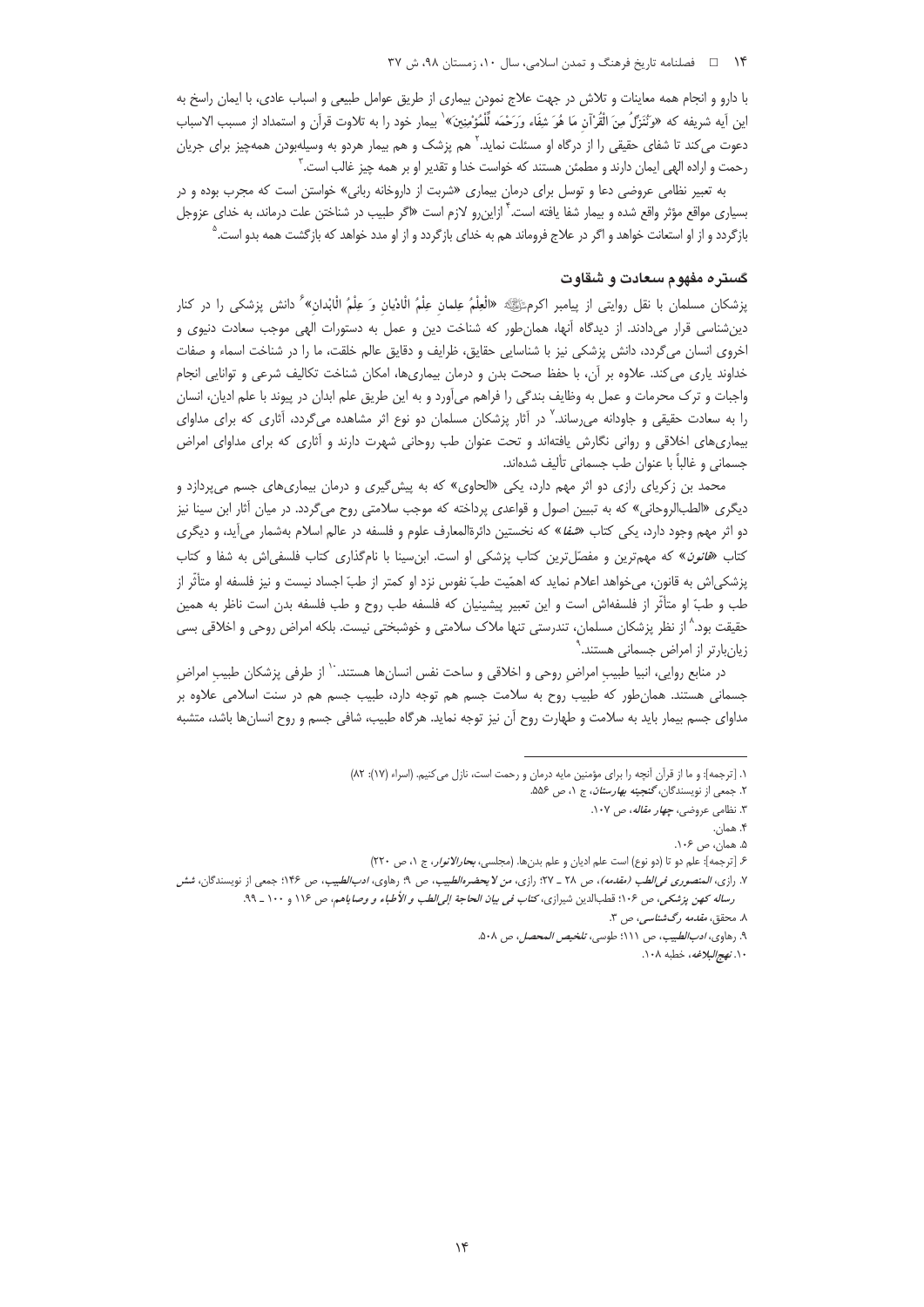با دارو و انجام همه معاینات و تلاش در جهت علاج نمودن بیماری از طریق عوامل طبیعی و اسباب عادی، با ایمان راسخ به این آیه شریفه که «وَنُنَزِّلُ مِنَ الْقُرْآنِ مَا هُوَ شِفَاء وَرَحْمَه لِّلْمُؤْمِنِینَ»[1] بیمار خود را به تلاوت قرآن و استمداد از مسبب الاسباب دعوت می‌کند تا شفای حقیقی را از درگاه او مسئلت نماید.[2] هم پزشک و هم بیمار هردو به وسیله‌بودن همه‌چیز برای جریان رحمت و اراده الهی ایمان دارند و مطمئن هستند که خواست خدا و تقدیر او بر همه چیز غالب است.[3]

به تعبیر نظامی عروضی دعا و توسل برای درمان بیماری «شربت از داروخانه ربانی» خواستن است که مجرب بوده و در بسیاری مواقع مؤثر واقع شده و بیمار شفا یافته است.[4] ازاین‌رو لازم است «اگر طبیب در شناختن علت درماند، به خدای عزوجل بازگردد و از او استعانت خواهد و اگر در علاج فروماند هم به خدای بازگردد و از او مدد خواهد که بازگشت همه بدو است.[5]

## گستره مفهوم سعادت و شقاوت

پزشکان مسلمان با نقل روایتی از پیامبر اکرم ﷺ «الْعِلْمُ عِلمانِ عِلْمُ الْادْیانِ وَ عِلْمُ الْابْدانِ»[6] دانش پزشکی را در کنار دین‌شناسی قرار می‌دادند. از دیدگاه آنها، همان‌طور که شناخت دین و عمل به دستورات الهی موجب سعادت دنیوی و اخروی انسان می‌گردد، دانش پزشکی نیز با شناسایی حقایق، ظرایف و دقایق عالم خلقت، ما را در شناخت اسماء و صفات خداوند یاری می‌کند. علاوه بر آن، با حفظ صحت بدن و درمان بیماری‌ها، امکان شناخت تکالیف شرعی و توانایی انجام واجبات و ترک محرمات و عمل به وظایف بندگی را فراهم می‌آورد و به این طریق علم ابدان در پیوند با علم ادیان، انسان را به سعادت حقیقی و جاودانه می‌رساند.[7] در آثار پزشکان مسلمان دو نوع اثر مشاهده می‌گردد، آثاری که برای مداوای بیماری‌های اخلاقی و روانی نگارش یافته‌اند و تحت عنوان طب روحانی شهرت دارند و آثاری که برای مداوای امراض جسمانی و غالباً با عنوان طب جسمانی تألیف شده‌اند.

محمد بن زکریای رازی دو اثر مهم دارد، یکی «الحاوی» که به پیش‌گیری و درمان بیماری‌های جسم می‌پردازد و دیگری «الطب‌الروحانی» که به تبیین اصول و قواعدی پرداخته که موجب سلامتی روح می‌گردد. در میان آثار ابن سینا نیز دو اثر مهم وجود دارد، یکی کتاب «*شفا*» که نخستین دائرةالمعارف علوم و فلسفه در عالم اسلام به‌شمار می‌آید، و دیگری کتاب «*قانون*» که مهم‌ترین و مفصّل‌ترین کتاب پزشکی او است. ابن‌سینا با نام‌گذاری کتاب فلسفی‌اش به شفا و کتاب پزشکی‌اش به قانون، می‌خواهد اعلام نماید که اهمّیت طبّ نفوس نزد او کمتر از طبّ اجساد نیست و نیز فلسفه او متأثّر از طب و طبّ او متأثّر از فلسفه‌اش است و این تعبیر پیشینیان که فلسفه طب روح و طب فلسفه بدن است ناظر به همین حقیقت بود.[8] از نظر پزشکان مسلمان، تندرستی تنها ملاک سلامتی و خوشبختی نیست. بلکه امراض روحی و اخلاقی بسی زیان‌بارتر از امراض جسمانی هستند.[9]

در منابع روایی، انبیا طبیبِ امراضِ روحی و اخلاقی و ساحت نفس انسان‌ها هستند.[10] از طرفی پزشکان طبیبِ امراضِ جسمانی هستند. همان‌طور که طبیب روح به سلامت جسم هم توجه دارد، طبیب جسم هم در سنت اسلامی علاوه بر مداوای جسم بیمار باید به سلامت و طهارت روح آن نیز توجه نماید. هرگاه طبیب، شافی جسم و روح انسان‌ها باشد، متشبه

---

۱. [ترجمه]: و ما از قرآن آنچه را برای مؤمنین مایه درمان و رحمت است، نازل می‌کنیم. (اسراء (۱۷): ۸۲)

۲. جمعی از نویسندگان، *گنجینه بهارستان*، ج ۱، ص ۵۵۶.

۳. نظامی عروضی، *چهار مقاله*، ص ۱۰۷.

۴. همان.

۵. همان، ص ۱۰۶.

۶. [ترجمه]: علم دو تا (دو نوع) است علم ادیان و علم بدن‌ها. (مجلسی، *بحارالانوار*، ج ۱، ص ۲۲۰)

۷. رازی، *المنصوری فی‌الطب (مقدمه)*، ص ۲۸ ـ ۲۷؛ رازی، *من لایحضره‌الطبیب*، ص ۹؛ رهاوی، *ادب‌الطبیب*، ص ۱۴۶؛ جمعی از نویسندگان، *شش رساله کهن پزشکی*، ص ۱۰۶؛ قطب‌الدین شیرازی، *کتاب فی بیان الحاجة إلی‌الطب و الأطباء و وصایاهم*، ص ۱۱۶ و ۱۰۰ ـ ۹۹.

۸. محقق، *مقدمه رگ‌شناسی*، ص ۳.

۹. رهاوی، *ادب‌الطبیب*، ص ۱۱۱؛ طوسی، *تلخیص المحصل*، ص ۵۰۸.

۱۰. *نهج‌البلاغه*، خطبه ۱۰۸.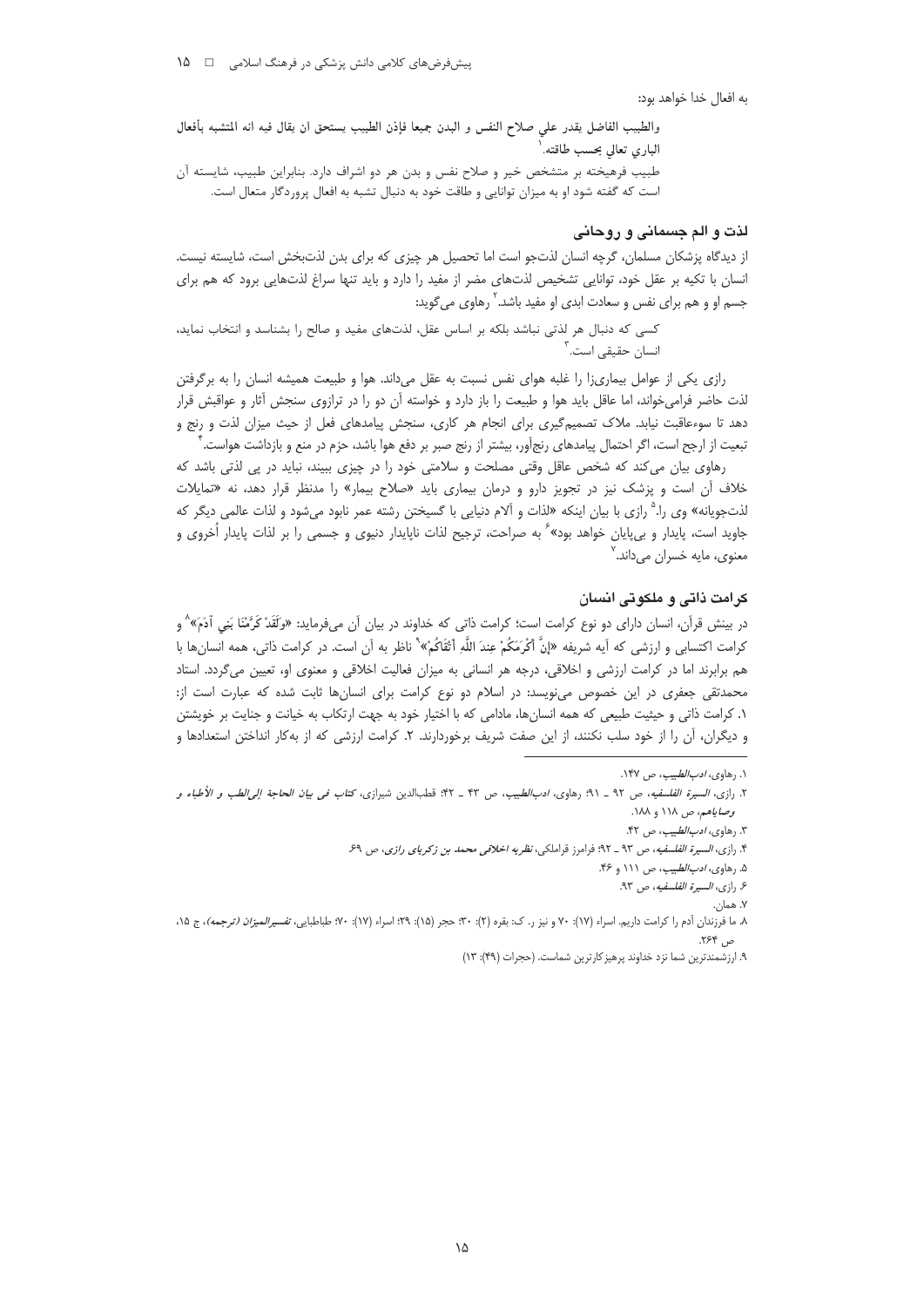به افعال خدا خواهد بود:

> والطبيب الفاضل يقدر علي صلاح النفس و البدن جميعا فإذن الطبيب يستحق ان يقال فيه انه المتشبه بأفعال الباري تعالي بحسب طاقته.[1]
>
> طبیب فرهیخته بر متشخص خیر و صلاح نفس و بدن هر دو اشراف دارد. بنابراین طبیب، شایسته آن است که گفته شود او به میزان توانایی و طاقت خود به دنبال تشبه به افعال پروردگار متعال است.

## لذت و الم جسمانی و روحانی

از دیدگاه پزشکان مسلمان، گرچه انسان لذتجو است اما تحصیل هر چیزی که برای بدن لذتبخش است، شایسته نیست. انسان با تکیه بر عقل خود، توانایی تشخیص لذت‌های مضر از مفید را دارد و باید تنها سراغ لذت‌هایی برود که هم برای جسم او و هم برای نفس و سعادت ابدی او مفید باشد.[2] رهاوی می‌گوید:

> کسی که دنبال هر لذتی نباشد بلکه بر اساس عقل، لذت‌های مفید و صالح را بشناسد و انتخاب نماید، انسان حقیقی است.[3]

رازی یکی از عوامل بیماری‌زا را غلبه هوای نفس نسبت به عقل می‌داند. هوا و طبیعت همیشه انسان را به برگرفتن لذت حاضر فرامی‌خواند، اما عاقل باید هوا و طبیعت را باز دارد و خواسته آن دو را در ترازوی سنجش آثار و عواقبش قرار دهد تا سوءعاقبت نیابد. ملاک تصمیم‌گیری برای انجام هر کاری، سنجش پیامدهای فعل از حیث میزان لذت و رنج و تبعیت از ارجح است، اگر احتمال پیامدهای رنج‌آور، بیشتر از رنج صبر بر دفع هوا باشد، حزم در منع و بازداشت هواست.[4]

رهاوی بیان می‌کند که شخص عاقل وقتی مصلحت و سلامتی خود را در چیزی ببیند، نباید در پی لذتی باشد که خلاف آن است و پزشک نیز در تجویز دارو و درمان بیماری باید «صلاح بیمار» را مدنظر قرار دهد، نه «تمایلات لذت‌جویانه» وی را.[5] رازی با بیان اینکه «لذات و آلام دنیایی با گسیختن رشته عمر نابود می‌شود و لذات عالمی دیگر که جاوید است، پایدار و بی‌پایان خواهد بود»[6] به صراحت، ترجیح لذات ناپایدار دنیوی و جسمی را بر لذات پایدار اُخروی و معنوی، مایه خسران می‌داند.[7]

## کرامت ذاتی و ملکوتی انسان

در بینش قرآن، انسان دارای دو نوع کرامت است؛ کرامت ذاتی که خداوند در بیان آن می‌فرماید: «وَلَقَدْ كَرَّمْنَا بَنِي آدَمَ»[8] و کرامت اکتسابی و ارزشی که آیه شریفه «إِنَّ أَكْرَمَكُمْ عِندَ اللَّهِ أَتْقَاكُمْ»[9] ناظر به آن است. در کرامت ذاتی، همه انسان‌ها با هم برابرند اما در کرامت ارزشی و اخلاقی، درجه هر انسانی به میزان فعالیت اخلاقی و معنوی او، تعیین می‌گردد. استاد محمدتقی جعفری در این خصوص می‌نویسد: در اسلام دو نوع کرامت برای انسان‌ها ثابت شده که عبارت است از: ۱. کرامت ذاتی و حیثیت طبیعی که همه انسان‌ها، مادامی که با اختیار خود به جهت ارتکاب به خیانت و جنایت بر خویشتن و دیگران، آن را از خود سلب نکنند، از این صفت شریف برخوردارند. ۲. کرامت ارزشی که از به‌کار انداختن استعدادها و

---

۱. رهاوی، *ادب‌الطبیب*، ص ۱۴۷.

۲. رازی، *السیرة الفلسفیه*، ص ۹۲ ـ ۹۱؛ رهاوی، *ادب‌الطبیب*، ص ۴۳ ـ ۴۲؛ قطب‌الدین شیرازی، *کتاب فی بیان الحاجة إلی‌الطب و الأطباء و وصایاهم*، ص ۱۱۸ و ۱۸۸.

۳. رهاوی، *ادب‌الطبیب*، ص ۴۲.

۴. رازی، *السیرة الفلسفیه*، ص ۹۳ ـ ۹۲؛ فرامرز قراملکی، *نظریه اخلاقی محمد بن زکریای رازی*، ص ۶۹.

۵. رهاوی، *ادب‌الطبیب*، ص ۱۱۱ و ۴۶.

۶. رازی، *السیرة الفلسفیه*، ص ۹۳.

۷. همان.

۸. ما فرزندان آدم را کرامت داریم. اسراء (۱۷): ۷۰ و نیز ر. ک: بقره (۲): ۳۰؛ حجر (۱۵): ۲۹؛ اسراء (۱۷): ۷۰؛ طباطبایی، *تفسیرالمیزان (ترجمه)*، ج ۱۵، ص ۲۶۴.

۹. ارزشمندترین شما نزد خداوند پرهیزکارترین شماست. (حجرات (۴۹): ۱۳)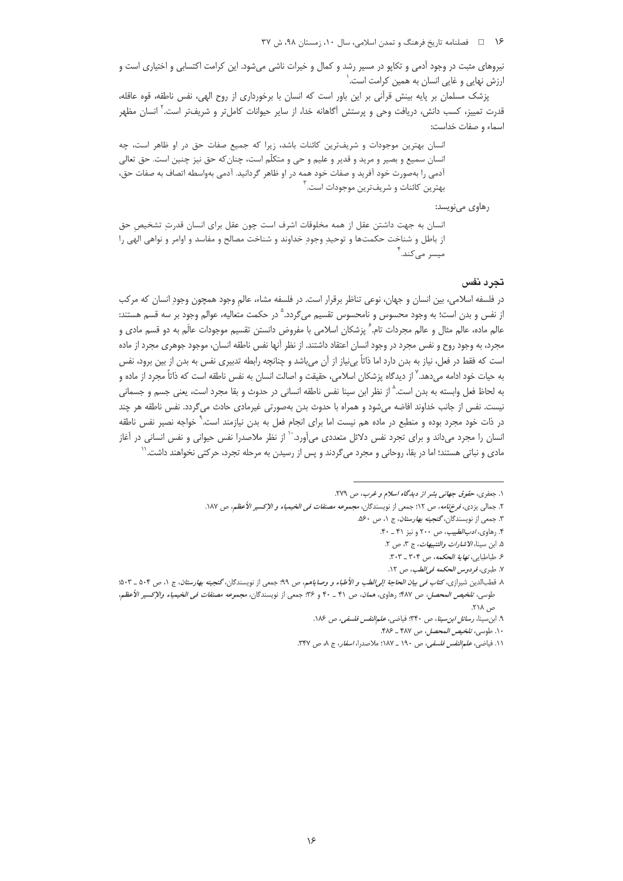نیروهای مثبت در وجود آدمی و تکاپو در مسیر رشد و کمال و خیرات ناشی می‌شود. این کرامت اکتسابی و اختیاری است و ارزش نهایی و غایی انسان به همین کرامت است.[1]

پزشک مسلمان بر پایه بینش قرآنی بر این باور است که انسان با برخورداری از روح الهی، نفس ناطقه، قوه عاقله، قدرت تمییز، کسب دانش، دریافت وحی و پرستش آگاهانه خدا، از سایر حیوانات کامل‌تر و شریف‌تر است.[2] انسان مظهر اسماء و صفات خداست:

> انسان بهترین موجودات و شریف‌ترین کائنات باشد، زیرا که جمیع صفات حق در او ظاهر است، چه انسان سمیع و بصیر و مرید و قدیر و علیم و حی و متکلّم است، چنان‌که حق نیز چنین است. حق تعالی آدمی را به‌صورت خود آفرید و صفات خود همه در او ظاهر گردانید. آدمی به‌واسطه اتصاف به صفات حق، بهترین کائنات و شریف‌ترین موجودات است.[3]

رهاوی می‌نویسد:

> انسان به جهت داشتن عقل از همه مخلوقات اشرف است چون عقل برای انسان قدرت تشخیص حق از باطل و شناخت حکمت‌ها و توحیدِ وجودِ خداوند و شناخت مصالح و مفاسد و اوامر و نواهی الهی را میسر می‌کند.[4]

### تجرد نفس

در فلسفه اسلامی، بین انسان و جهان، نوعی تناظر برقرار است. در فلسفه مشاء، عالم وجود همچون وجودِ انسان که مرکب از نفس و بدن است؛ به وجود محسوس و نامحسوس تقسیم می‌گردد.[5] در حکمت متعالیه، عوالم وجود بر سه قسم هستند: عالم ماده، عالم مثال و عالم مجردات تام.[6] پزشکان اسلامی با مفروض دانستن تقسیم موجودات عالَم به دو قسم مادی و مجرد، به وجود روح و نفس مجرد در وجود انسان اعتقاد داشتند. از نظر آنها نفس ناطقه انسان، موجود جوهری مجرد از ماده است که فقط در فعل، نیاز به بدن دارد اما ذاتاً بی‌نیاز از آن می‌باشد و چنانچه رابطه تدبیری نفس به بدن از بین برود، نفس به حیات خود ادامه می‌دهد.[7] از دیدگاه پزشکان اسلامی، حقیقت و اصالت انسان به نفس ناطقه است که ذاتاً مجرد از ماده و به لحاظ فعل وابسته به بدن است.[8] از نظر ابن سینا نفس ناطقه انسانی در حدوث و بقا مجرد است، یعنی جسم و جسمانی نیست. نفس از جانب خداوند افاضه می‌شود و همراه با حدوث بدن به‌صورتی غیرمادی حادث می‌گردد. نفس ناطقه هر چند در ذات خود مجرد بوده و منطبع در ماده هم نیست اما برای انجام فعل به بدن نیازمند است.[9] خواجه نصیر نفس ناطقه انسان را مجرد می‌داند و برای تجرد نفس دلائل متعددی می‌آورد.[10] از نظر ملاصدرا نفس حیوانی و نفس انسانی در آغاز مادی و نباتی هستند؛ اما در بقا، روحانی و مجرد می‌گردند و پس از رسیدن به مرحله تجرد، حرکتی نخواهند داشت.[11]

---

۱. جعفری، *حقوق جهانی بشر از دیدگاه اسلام و غرب*، ص ۲۷۹.

۲. جمالی یزدی، *فرخ‌نامه*، ص ۱۲؛ جمعی از نویسندگان، *مجموعه مصنفات فی الخیمیاء و الإکسیر الأعظم*، ص ۱۸۷.

۳. جمعی از نویسندگان، *گنجینه بهارستان*، ج ۱، ص ۵۶۰.

۴. رهاوی، *ادب‌الطبیب*، ص ۲۰۰ و نیز ۴۱ ـ ۴۰.

۵. ابن سینا، *الاشارات والتنبیهات*، ج ۳، ص ۲.

۶. طباطبایی، *نهایة الحکمه*، ص ۳۰۴ ـ ۳۰۳.

۷. طبری، *فردوس الحکمه فی‌الطب*، ص ۱۲.

۸. قطب‌الدین شیرازی، *کتاب فی بیان الحاجة إلی‌الطب و الأطباء و وصایاهم*، ص ۹۹؛ جمعی از نویسندگان، *گنجینه بهارستان*، ج ۱، ص ۵۰۴ ـ ۵۰۳؛ طوسی، *تلخیص المحصل*، ص ۴۸۷؛ رهاوی، *همان*، ص ۴۱ ـ ۴۰ و ۳۶؛ جمعی از نویسندگان، *مجموعه مصنفات فی الخیمیاء والإکسیر الأعظم*، ص ۲۱۸.

۹. ابن‌سینا، *رسائل ابن‌سینا*، ص ۳۴۰؛ فیاضی، *علم‌النفس فلسفی*، ص ۱۸۶.

۱۰. طوسی، *تلخیص المحصل*، ص ۴۸۷ ـ ۴۸۶.

۱۱. فیاضی، *علم‌النفس فلسفی*، ص ۱۹۰ ـ ۱۸۷؛ ملاصدرا، *اسفار*، ج ۸، ص ۳۴۷.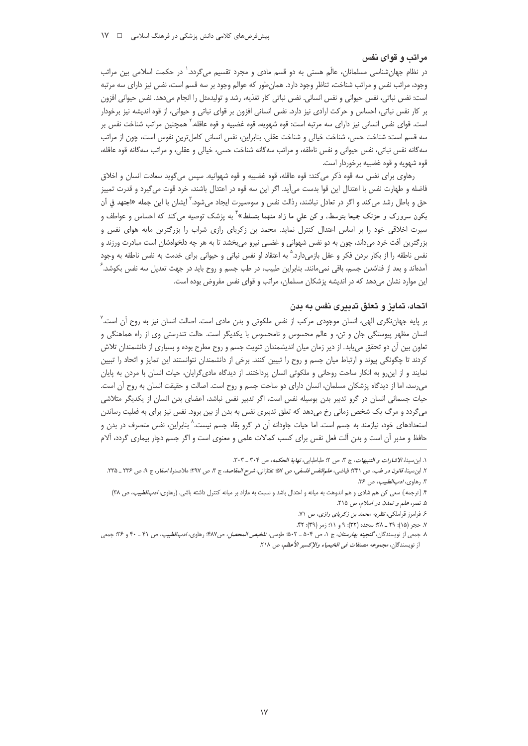## مراتب و قوای نفس

در نظام جهان‌شناسی مسلمانان، عالَم هستی به دو قسم مادی و مجرد تقسیم می‌گردد.[1] در حکمت اسلامی بین مراتب وجود، مراتب نفس و مراتب شناخت، تناظر وجود دارد. همان‌طور که عوالم وجود بر سه قسم است، نفس نیز دارای سه مرتبه است: نفس نباتی، نفس حیوانی و نفس انسانی. نفس نباتی کار تغذیه، رشد و تولیدمثل را انجام می‌دهد. نفس حیوانی افزون بر کار نفس نباتی، احساس و حرکت ارادی نیز دارد. نفس انسانی افزون بر قوای نباتی و حیوانی، از قوه اندیشه نیز برخوردار است. قوای نفس انسانی نیز دارای سه مرتبه است: قوه شهویه، قوه غضبیه و قوه عاقله.[2] همچنین مراتب شناخت نفس بر سه قسم است: شناخت حسی، شناخت خیالی و شناخت عقلی. بنابراین، نفس انسانی کامل‌ترین نفوس است، چون از مراتب سه‌گانه نفس نباتی، نفس حیوانی و نفس ناطقه، و مراتب سه‌گانه شناخت حسی، خیالی و عقلی، و مراتب سه‌گانه قوه عاقله، قوه شهویه و قوه غضبیه برخوردار است.

رهاوی برای نفس سه قوه ذکر می‌کند: قوه عاقله، قوه غضبیه و قوه شهوانیه. سپس می‌گوید سعادت انسان و اخلاق فاضله و طهارت نفس با اعتدال این قوا بدست می‌آید. اگر این سه قوه در اعتدال باشند، خرد قوت می‌گیرد و قدرت تمییز حق و باطل رشد می‌کند و اگر در تعادل نباشند، رذالت نفس و سوءسیرت ایجاد می‌شود.[3] ایشان با این جمله «اجتهد في أن يكون سرورک و حزنک جميعا بتوسط، و كن علي ما زاد منهما بتسلط»[4] به پزشک توصیه می‌کند که احساس و عواطف و سیرت اخلاقی خود را بر اساس اعتدال کنترل نماید. محمد بن زکریای رازی شراب را بزرگترین مایه هوای نفس و بزرگترین آفت خرد می‌داند، چون به دو نفس شهوانی و غضبی نیرو می‌بخشد تا به هر چه دلخواهشان است مبادرت ورزند و نفس ناطقه را از بکار بردن فکر و عقل بازمی‌دارد.[5] به اعتقاد او نفس نباتی و حیوانی برای خدمت به نفس ناطقه به وجود آمده‌اند و بعد از فناشدن جسم، باقی نمی‌مانند. بنابراین طبیب، در طب جسم و روح باید در جهت تعدیل سه نفس بکوشد.[6] این موارد نشان می‌دهد که در اندیشه پزشکان مسلمان، مراتب و قوای نفس مفروض بوده است.

## اتحاد، تمایز و تعلق تدبیری نفس به بدن

بر پایه جهان‌نگری الهی، انسان موجودی مرکب از نفس ملکوتی و بدن مادی است. اصالت انسان نیز به روح آن است.[7] انسان مظهر پیوستگی جان و تن، و عالم محسوس و نامحسوس با یکدیگر است. حالت تندرستی وی از راه هماهنگی و تعاون بین آن دو تحقق می‌یابد. از دیر زمان میان اندیشمندان ثنویت جسم و روح مطرح بوده و بسیاری از دانشمندان تلاش کردند تا چگونگی پیوند و ارتباط میان جسم و روح را تبیین کنند. برخی از دانشمندان نتوانستند این تمایز و اتحاد را تبیین نمایند و از این‌رو به انکار ساحت روحانی و ملکوتی انسان پرداختند. از دیدگاه مادی‌گرایان، حیات انسان با مردن به پایان می‌رسد، اما از دیدگاه پزشکان مسلمان، انسان دارای دو ساحت جسم و روح است. اصالت و حقیقت انسان به روح آن است. حیات جسمانی انسان در گرو تدبیر بدن بوسیله نفس است، اگر تدبیر نفس نباشد، اعضای بدن انسان از یکدیگر متلاشی می‌گردد و مرگ یک شخص زمانی رخ می‌دهد که تعلق تدبیری نفس به بدن از بین برود. نفس نیز برای به فعلیت رساندن استعدادهای خود، نیازمند به جسم است. اما حیات جاودانه آن در گرو بقاء جسم نیست.[8] بنابراین، نفس متصرف در بدن و حافظ و مدبر آن است و بدن آلت فعل نفس برای کسب کمالات علمی و معنوی است و اگر جسم دچار بیماری گردد، آلام

---

1. ابن‌سینا، *الاشارات و التنبیهات*، ج ۳، ص ۲؛ طباطبایی، *نهایة الحکمه*، ص ۳۰۴ ـ ۳۰۳.
2. ابن‌سینا، *قانون در طب*، ص ۲۴۱؛ فیاضی، *علم‌النفس فلسفی*، ص ۵۷؛ تفتازانی، *شرح المقاصد*، ج ۳، ص ۲۹۷؛ ملاصدرا، *اسفار*، ج ۹، ص ۲۳۶ ـ ۲۳۵.
3. رهاوی، *ادب‌الطبیب*، ص ۳۶.
4. [ترجمه]: سعی کن هم شادی و هم اندوهت به میانه و اعتدال باشد و نسبت به مازاد بر میانه کنترل داشته باشی. (رهاوی، *ادب‌الطبیب*، ص ۳۸)
5. نصر، *علم و تمدن در اسلام*، ص ۲۱۵.
6. فرامرز قراملکی، *نظریه محمد بن زکریای رازی*، ص ۷۱.
7. حجر (۱۵): ۲۹ ـ ۲۸؛ سجده (۳۲): ۹ و ۱۱؛ زمر (۳۹): ۴۲.
8. جمعی از نویسندگان، *گنجینه بهارستان*، ج ۱، ص ۵۰۴ ـ ۵۰۳؛ طوسی، *تلخیص المحصل*، ص۴۸۷؛ رهاوی، *ادب‌الطبیب*، ص ۴۱ ـ ۴۰ و ۳۶؛ جمعی از نویسندگان، *مجموعه مصنفات فی الخیمیاء والإکسیر الأعظم*، ص ۲۱۸.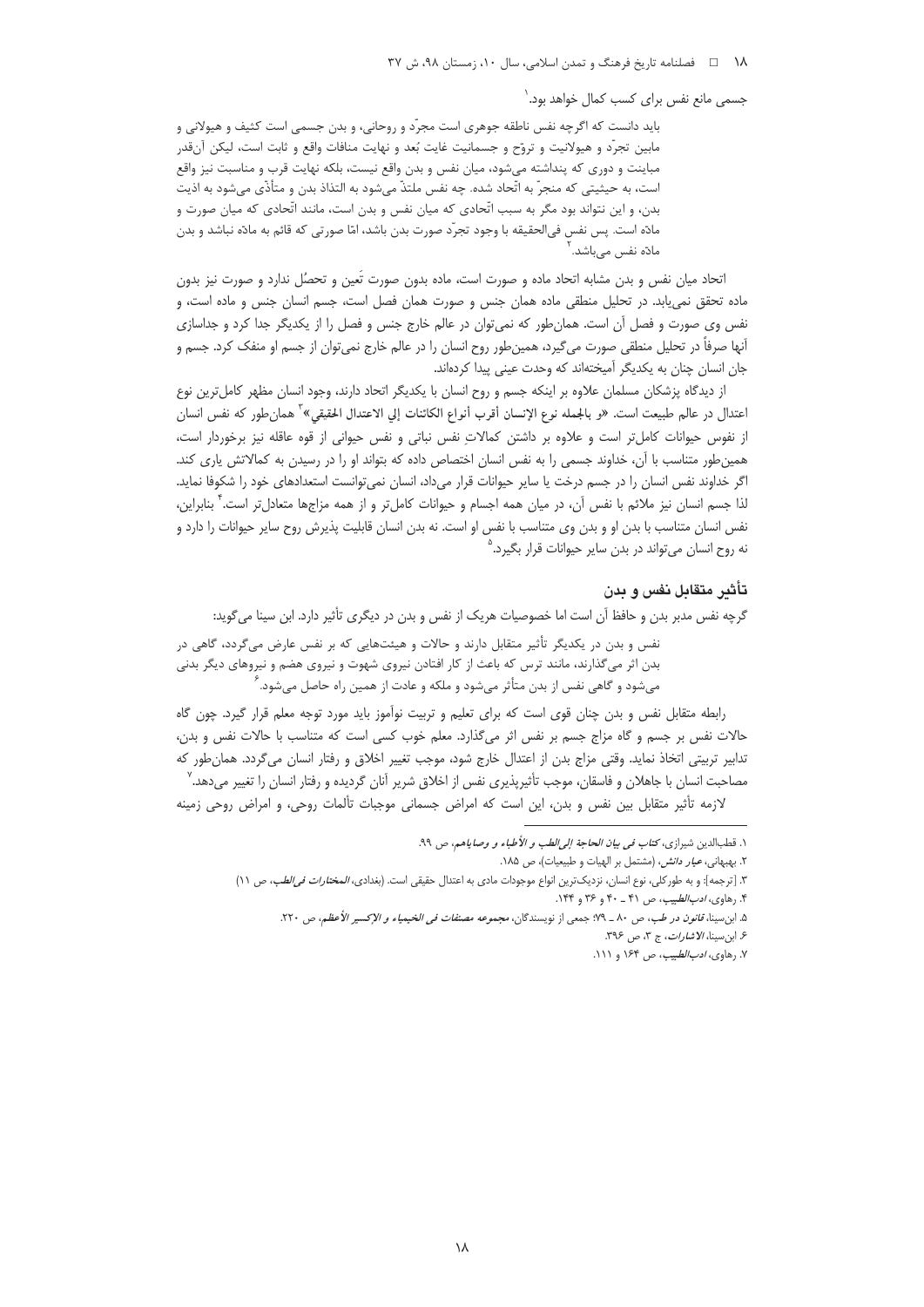جسمی مانع نفس برای کسب کمال خواهد بود.[1]

> باید دانست که اگرچه نفس ناطقه جوهری است مجرّد و روحانی، و بدن جسمی است کثیف و هیولانی و مابین تجرّد و هیولانیت و تروّح و جسمانیت غایت بُعد و نهایت منافات واقع و ثابت است، لیکن آن‌قدر مباینت و دوری که پنداشته می‌شود، میان نفس و بدن واقع نیست، بلکه نهایت قرب و مناسبت نیز واقع است، به حیثیتی که منجرّ به اتّحاد شده. چه نفس ملتذّ می‌شود به التذاذ بدن و متأذّی می‌شود به اذیت بدن، و این نتواند بود مگر به سبب اتّحادی که میان نفس و بدن است، مانند اتّحادی که میان صورت و مادّه است. پس نفس فی‌الحقیقه با وجود تجرّد صورت بدن باشد، امّا صورتی که قائم به مادّه نباشد و بدن مادّه نفس می‌باشد.[2]

اتحاد میان نفس و بدن مشابه اتحاد ماده و صورت است، ماده بدون صورت تَعین و تحصُل ندارد و صورت نیز بدون ماده تحقق نمی‌یابد. در تحلیل منطقی ماده همان جنس و صورت همان فصل است، جسم انسان جنس و ماده است، و نفس وی صورت و فصل آن است. همان‌طور که نمی‌توان در عالم خارج جنس و فصل را از یکدیگر جدا کرد و جداسازی آنها صرفاً در تحلیل منطقی صورت می‌گیرد، همین‌طور روح انسان را در عالم خارج نمی‌توان از جسم او منفک کرد. جسم و جان انسان چنان به یکدیگر آمیخته‌اند که وحدت عینی پیدا کرده‌اند.

از دیدگاه پزشکان مسلمان علاوه بر اینکه جسم و روح انسان با یکدیگر اتحاد دارند، وجود انسان مظهر کامل‌ترین نوع اعتدال در عالم طبیعت است. «و بالجمله نوع الإنسان أقرب أنواع الکائنات إلی الاعتدال الحقیقی»[3] همان‌طور که نفس انسان از نفوس حیوانات کامل‌تر است و علاوه بر داشتن کمالاتِ نفس نباتی و نفس حیوانی از قوه عاقله نیز برخوردار است، همین‌طور متناسب با آن، خداوند جسمی را به نفس انسان اختصاص داده که بتواند او را در رسیدن به کمالاتش یاری کند. اگر خداوند نفس انسان را در جسم درخت یا سایر حیوانات قرار می‌داد، انسان نمی‌توانست استعدادهای خود را شکوفا نماید. لذا جسم انسان نیز ملائم با نفس آن، در میان همه اجسام و حیوانات کامل‌تر و از همه مزاج‌ها متعادل‌تر است.[4] بنابراین، نفس انسان متناسب با بدن او و بدن وی متناسب با نفس او است. نه بدن انسان قابلیت پذیرش روح سایر حیوانات را دارد و نه روح انسان می‌تواند در بدن سایر حیوانات قرار بگیرد.[5]

## تأثیر متقابل نفس و بدن

گرچه نفس مدبر بدن و حافظ آن است اما خصوصیات هریک از نفس و بدن در دیگری تأثیر دارد. ابن سینا می‌گوید:

> نفس و بدن در یکدیگر تأثیر متقابل دارند و حالات و هیئت‌هایی که بر نفس عارض می‌گردد، گاهی در بدن اثر می‌گذارند، مانند ترس که باعث از کار افتادن نیروی شهوت و نیروی هضم و نیروهای دیگر بدنی می‌شود و گاهی نفس از بدن متأثر می‌شود و ملکه و عادت از همین راه حاصل می‌شود.[6]

رابطه متقابل نفس و بدن چنان قوی است که برای تعلیم و تربیت نوآموز باید مورد توجه معلم قرار گیرد. چون گاه حالات نفس بر جسم و گاه مزاج جسم بر نفس اثر می‌گذارد. معلم خوب کسی است که متناسب با حالات نفس و بدن، تدابیر تربیتی اتخاذ نماید. وقتی مزاج بدن از اعتدال خارج شود، موجب تغییر اخلاق و رفتار انسان می‌گردد. همان‌طور که مصاحبت انسان با جاهلان و فاسقان، موجب تأثیرپذیری نفس از اخلاق شریر آنان گردیده و رفتار انسان را تغییر می‌دهد.[7]

لازمه تأثیر متقابل بین نفس و بدن، این است که امراض جسمانی موجبات تألمات روحی، و امراض روحی زمینه

---

۱. قطب‌الدین شیرازی، *کتاب فی بیان الحاجة إلی‌الطب و الأطباء و وصایاهم*، ص ۹۹.

۲. بهبهانی، *عیار دانش*، (مشتمل بر الهیات و طبیعیات)، ص ۱۸۵.

۳. [ترجمه]: و به طورکلی، نوع انسان، نزدیک‌ترین انواع موجودات مادی به اعتدال حقیقی است. (بغدادی، *المختارات فی‌الطب*، ص ۱۱)

۴. رهاوی، *ادب‌الطبیب*، ص ۴۱ ـ ۴۰ و ۳۶ و ۱۴۴.

۵. ابن‌سینا، *قانون در طب*، ص ۸۰ ـ ۷۹؛ جمعی از نویسندگان، *مجموعه مصنفات فی الخیمیاء و الإکسیر الأعظم*، ص ۲۲۰.

۶. ابن‌سینا، *الاشارات*، ج ۳، ص ۳۹۶.

۷. رهاوی، *ادب‌الطبیب*، ص ۱۶۴ و ۱۱۱.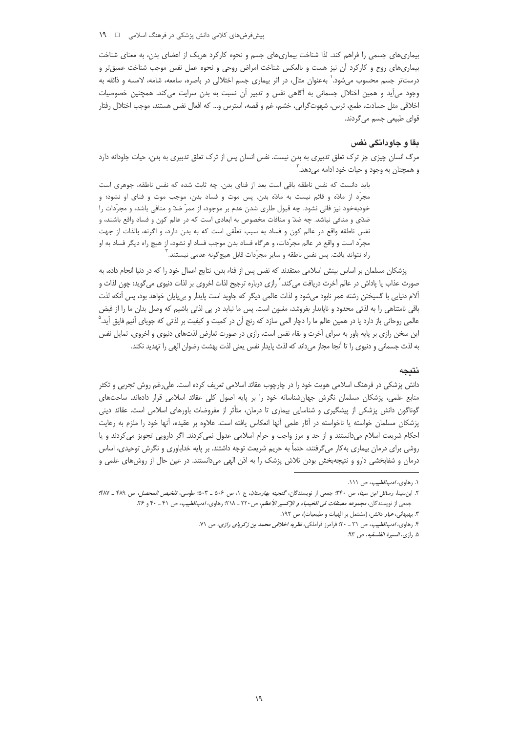بیماری‌های جسمی را فراهم کند. لذا شناخت بیماری‌های جسم و نحوه کارکرد هریک از اعضای بدن، به معنای شناخت بیماری‌های روح و کارکرد آن نیز هست و بالعکس شناخت امراض روحی و نحوه عمل نفس موجب شناخت عمیق‌تر و درست‌تر جسم محسوب می‌شود.[1] به‌عنوان مثال، در اثر بیماری جسم اختلالی در باصره، سامعه، شامه، لامسه و ذائقه به وجود می‌آید و همین اختلال جسمانی به آگاهی نفس و تدبیر آن نسبت به بدن سرایت می‌کند. همچنین خصوصیات اخلاقی مثل حسادت، طمع، ترس، شهوت‌گرایی، خشم، غم و قصه، استرس و... که افعال نفس هستند، موجب اختلال رفتار قوای طبیعی جسم می‌گردند.

## بقا و جاودانگی نفس

مرگ انسان چیزی جز ترک تعلق تدبیری به بدن نیست. نفس انسان پس از ترک تعلق تدبیری به بدن، حیات جاودانه دارد و همچنان به وجود و حیات خود ادامه می‌دهد.[2]

> باید دانست که نفس ناطقه باقی است بعد از فنای بدن. چه ثابت شده که نفس ناطقه، جوهری است مجرّد از مادّه و قائم نیست به مادّه بدن. پس موت و فساد بدن، موجب موت و فنای او نشود؛ و خودبه‌خود نیز فانی نشود. چه قبول طاری شدن عدم بر موجود، از ممرّ ضدّ و منافی باشد، و مجرّدات را ضدّی و منافی نباشد. چه ضدّ و منافات مخصوص به ابعادی است که در عالم کون و فساد واقع باشند، و نفس ناطقه واقع در عالم کون و فساد به سبب تعلّقی است که به بدن دارد، و اگرنه، بالذات از جهت مجرّد است و واقع در عالم مجرّدات، و هرگاه فساد بدن موجب فساد او نشود، از هیچ راه دیگر فساد به او راه نتواند یافت. پس نفس ناطقه و سایر مجرّدات قابل هیچ‌گونه عدمی نیستند.[3]

پزشکان مسلمان بر اساس بینش اسلامی معتقدند که نفس پس از فناء بدن، نتایج اعمال خود را که در دنیا انجام داده، به صورت عذاب یا پاداش در عالم آخرت دریافت می‌کند.[4] رازی درباره ترجیح لذات اخروی بر لذات دنیوی می‌گوید: چون لذات و آلام دنیایی با گسیختن رشته عمر نابود می‌شود و لذات عالمی دیگر جاوید است پایدار و بی‌پایان خواهد بود، پس آنکه لذت باقی نامتناهی را به لذتی محدود و ناپایدار بفروشد، مغبون است. پس ما نباید در پی لذتی باشیم که وصل بدان ما را از فیض عالمی روحانی باز دارد یا در همین عالم ما را دچار المی سازد که رنج آن در کمیت و کیفیت بر لذتی که جویای آنیم فایق آید.[5] این سخن رازی بر پایه باور به سرای آخرت و بقاء نفس است، رازی در صورت تعارض لذت‌های دنیوی و اخروی، تمایل نفس به لذت جسمانی و دنیوی را تا آنجا مجاز می‌داند که لذت پایدار نفس یعنی لذت بهشت رضوان الهی را تهدید نکند.

## نتیجه

دانش پزشکی در فرهنگ اسلامی هویت خود را در چارچوب عقائد اسلامی تعریف کرده است. علی‌رغم روش تجربی و تکثر منابع علمی، پزشکان مسلمان نگرش جهان‌شناسانه خود را بر پایه اصول کلی عقائد اسلامی قرار داده‌اند. ساحت‌های گوناگون دانش پزشکی از پیشگیری و شناسایی بیماری تا درمان، متأثر از مفروضات باورهای اسلامی است. عقائد دینی پزشکان مسلمان خواسته یا ناخواسته در آثار علمی آنها انعکاس یافته است. علاوه بر عقیده، آنها خود را ملزم به رعایت احکام شریعت اسلام می‌دانستند و از حد و مرز واجب و حرام اسلامی عدول نمی‌کردند. اگر دارویی تجویز می‌کردند و یا روشی برای درمان بیماری به‌کار می‌گرفتند، حتماً به حریم شریعت توجه داشتند. بر پایه خداباوری و نگرش توحیدی، اساس درمان و شفابخشی دارو و نتیجه‌بخش بودن تلاش پزشک را به اذن الهی می‌دانستند. در عین حال از روش‌های علمی و

---

1. رهاوی، *ادب‌الطبیب*، ص ۱۱۱.
2. ابن‌سینا، *رسائل ابن سینا*، ص ۳۴۰؛ جمعی از نویسندگان، *گنجینه بهارستان*، ج ۱، ص ۵۰۶ ـ ۵۰۳؛ طوسی، *تلخیص المحصل*، ص ۴۸۹ ـ ۴۸۷؛ جمعی از نویسندگان، *مجموعه مصنفات فی الخیمیاء و الإکسیر الأعظم*، ص ۲۲۰ ـ ۲۱۸؛ رهاوی، *ادب‌الطبیب*، ص ۴۱ ـ ۴۰ و ۳۶.
3. بهبهانی، *عیار دانش*، (مشتمل بر الهیات و طبیعیات)، ص ۱۹۲.
4. رهاوی، *ادب‌الطبیب*، ص ۳۱ ـ ۳۰؛ فرامرز قراملکی، *نظریه اخلاقی محمد بن زکریای رازی*، ص ۷۱.
5. رازی، *السیرة الفلسفیه*، ص ۹۳.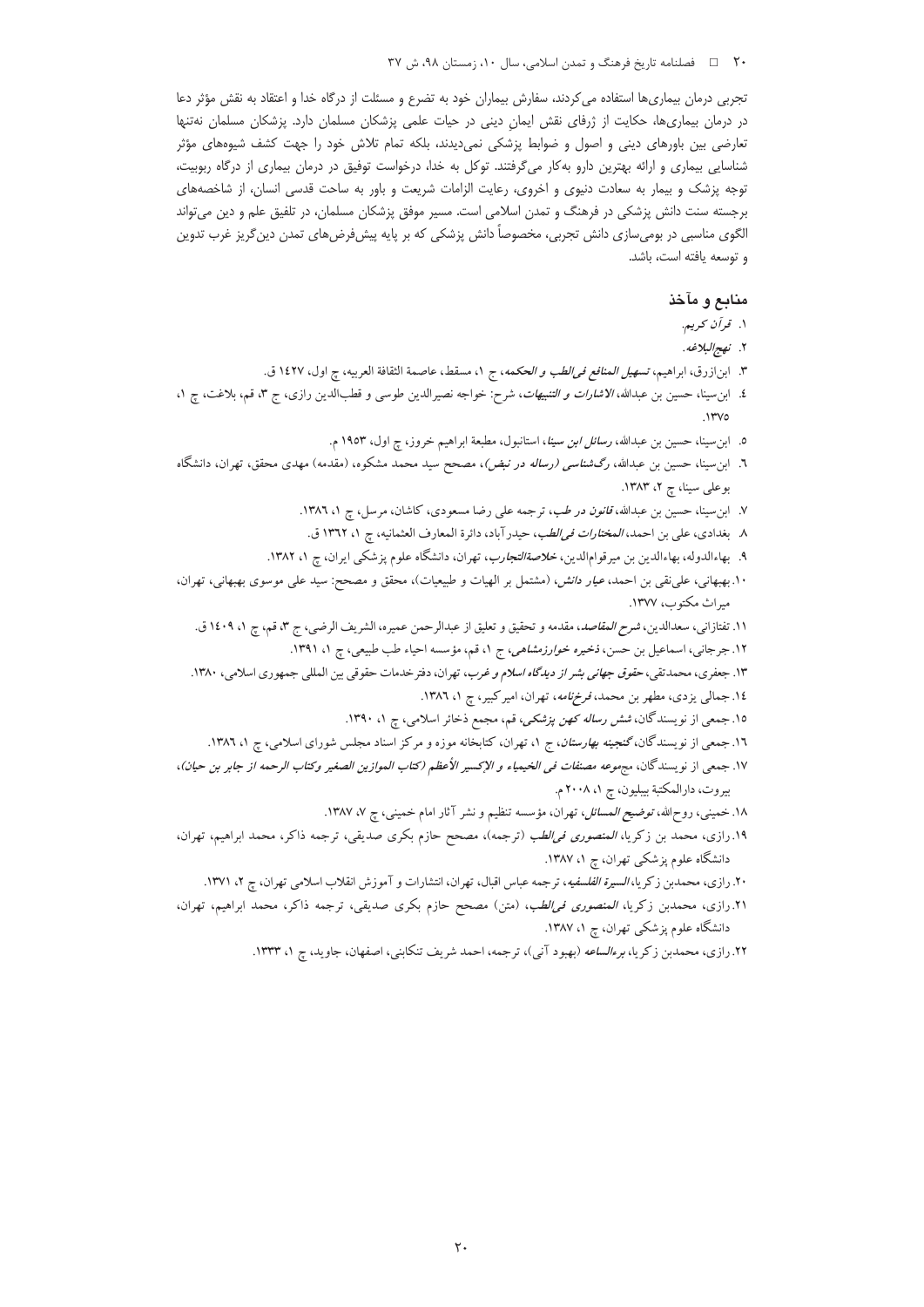تجربی درمان بیماری‌ها استفاده می‌کردند، سفارش بیماران خود به تضرع و مسئلت از درگاه خدا و اعتقاد به نقش مؤثر دعا در درمان بیماری‌ها، حکایت از ژرفای نقش ایمانِ دینی در حیات علمی پزشکان مسلمان دارد. پزشکان مسلمان نه‌تنها تعارضی بین باورهای دینی و اصول و ضوابط پزشکی نمی‌دیدند، بلکه تمام تلاش خود را جهت کشف شیوه‌های مؤثر شناسایی بیماری و ارائه بهترین دارو به‌کار می‌گرفتند. توکل به خدا، درخواست توفیق در درمان بیماری از درگاه ربوبیت، توجه پزشک و بیمار به سعادت دنیوی و اخروی، رعایت الزامات شریعت و باور به ساحت قدسی انسان، از شاخصه‌های برجسته سنت دانش پزشکی در فرهنگ و تمدن اسلامی است. مسیر موفق پزشکان مسلمان، در تلفیق علم و دین می‌تواند الگوی مناسبی در بومی‌سازی دانش تجربی، مخصوصاً دانش پزشکی که بر پایه پیش‌فرض‌های تمدن دین‌گریز غرب تدوین و توسعه یافته است، باشد.

## منابع و مآخذ

۱. *قرآن کریم*.
۲. *نهج‌البلاغه*.
۳. ابن‌ازرق، ابراهیم، *تسهیل المنافع فی‌الطب و الحکمه*، ج ۱، مسقط، عاصمة الثقافة العربیه، چ اول، ۱٤۲۷ ق.
٤. ابن‌سینا، حسین بن عبدالله، *الاشارات و التنبیهات*، شرح: خواجه نصیرالدین طوسی و قطب‌الدین رازی، ج ۳، قم، بلاغت، چ ۱، ۱۳۷۵.
۵. ابن‌سینا، حسین بن عبدالله، *رسائل ابن سینا*، استانبول، مطبعة ابراهیم خروز، چ اول، ۱۹۵۳ م.
٦. ابن‌سینا، حسین بن عبدالله، *رگ‌شناسی (رساله در نبض)*، مصحح سید محمد مشکوه، (مقدمه) مهدی محقق، تهران، دانشگاه بوعلی سینا، چ ۲، ۱۳۸۳.
۷. ابن‌سینا، حسین بن عبدالله، *قانون در طب*، ترجمه علی رضا مسعودی، کاشان، مرسل، چ ۱، ۱۳۸٦.
۸. بغدادی، علی بن احمد، *المختارات فی‌الطب*، حیدرآباد، دائرة المعارف العثمانیه، چ ۱، ۱۳٦۲ ق.
۹. بهاءالدوله، بهاءالدین بن میرقوام‌الدین، *خلاصةالتجارب*، تهران، دانشگاه علوم پزشکی ایران، چ ۱، ۱۳۸۲.
۱۰. بهبهانی، علی‌نقی بن احمد، *عیار دانش*، (مشتمل بر الهیات و طبیعیات)، محقق و مصحح: سید علی موسوی بهبهانی، تهران، میراث مکتوب، ۱۳۷۷.
۱۱. تفتازانی، سعدالدین، *شرح المقاصد*، مقدمه و تحقیق و تعلیق از عبدالرحمن عمیره، الشریف الرضی، ج ۳، قم، چ ۱، ۱٤۰۹ ق.
۱۲. جرجانی، اسماعیل بن حسن، *ذخیره خوارزمشاهی*، ج ۱، قم، مؤسسه احیاء طب طبیعی، چ ۱، ۱۳۹۱.
۱۳. جعفری، محمدتقی، *حقوق جهانی بشر از دیدگاه اسلام و غرب*، تهران، دفترخدمات حقوقی بین المللی جمهوری اسلامی، ۱۳۸۰.
۱٤. جمالی یزدی، مطهر بن محمد، *فرخ‌نامه*، تهران، امیرکبیر، چ ۱، ۱۳۸٦.
۱۵. جمعی از نویسندگان، *شش رساله کهن پزشکی*، قم، مجمع ذخائر اسلامی، چ ۱، ۱۳۹۰.
۱٦. جمعی از نویسندگان، *گنجینه بهارستان*، ج ۱، تهران، کتابخانه موزه و مرکز اسناد مجلس شورای اسلامی، چ ۱، ۱۳۸٦.
۱۷. جمعی از نویسندگان، مج*موعه مصنفات فی الخیمیاء و الإکسیر الأعظم (کتاب الموازین الصغیر وکتاب الرحمه از جابر بن حیان)*، بیروت، دارالمکتبة ببیلیون، چ ۱، ۲۰۰۸ م.
۱۸. خمینی، روح‌الله، *توضیح المسائل*، تهران، مؤسسه تنظیم و نشر آثار امام خمینی، چ ۷، ۱۳۸۷.
۱۹. رازی، محمد بن زکریا، *المنصوری فی‌الطب* (ترجمه)، مصحح حازم بکری صدیقی، ترجمه ذاکر، محمد ابراهیم، تهران، دانشگاه علوم پزشکی تهران، چ ۱، ۱۳۸۷.
۲۰. رازی، محمدبن زکریا، *السیرة الفلسفیه*، ترجمه عباس اقبال، تهران، انتشارات و آموزش انقلاب اسلامی تهران، چ ۲، ۱۳۷۱.
۲۱. رازی، محمدبن زکریا، *المنصوری فی‌الطب*، (متن) مصحح حازم بکری صدیقی، ترجمه ذاکر، محمد ابراهیم، تهران، دانشگاه علوم پزشکی تهران، چ ۱، ۱۳۸۷.
۲۲. رازی، محمدبن زکریا، *برءالساعه* (بهبود آنی)، ترجمه، احمد شریف تنکابنی، اصفهان، جاوید، چ ۱، ۱۳۳۳.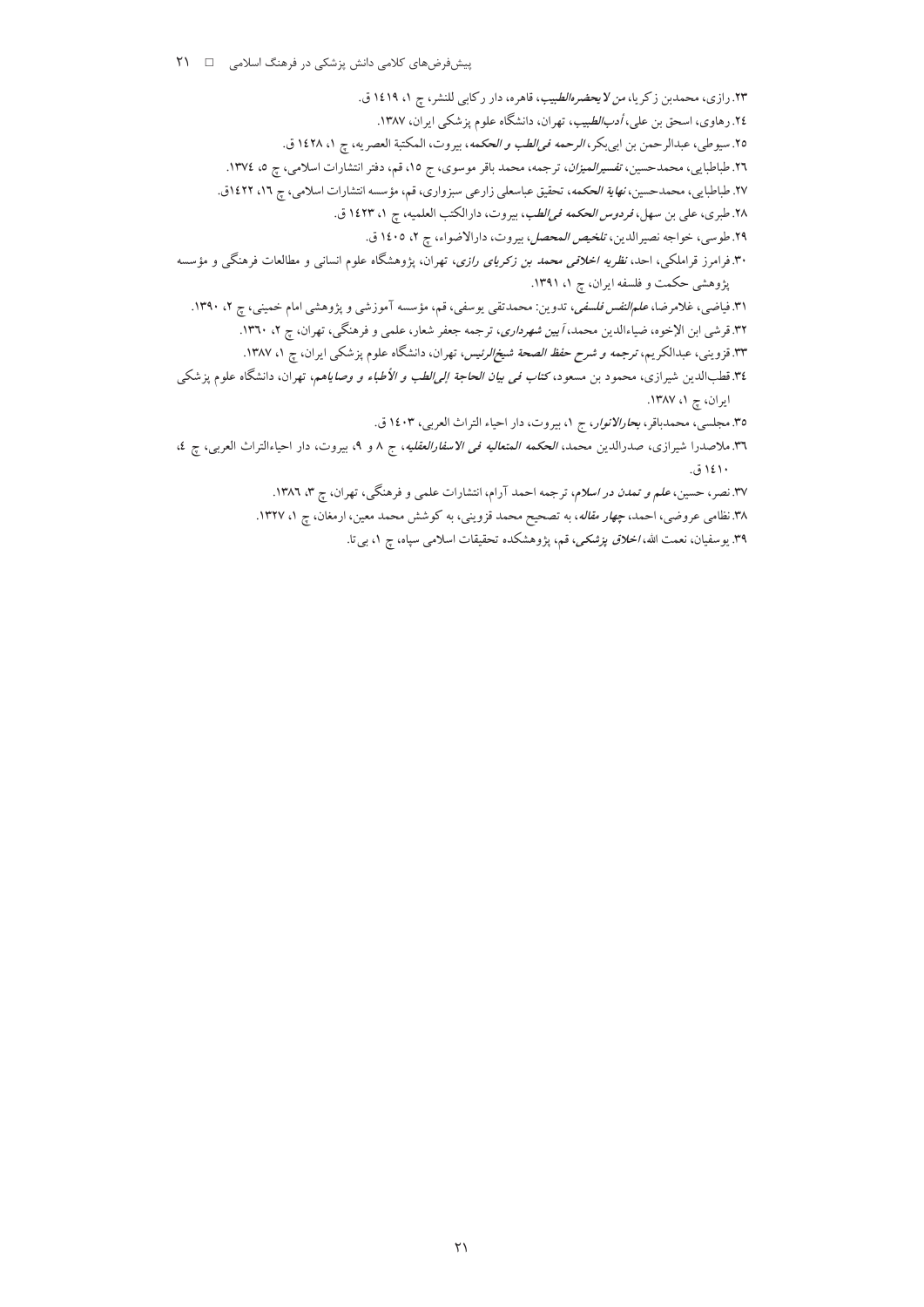۲۳. رازی، محمدبن زکریا، *من لایحضره‌الطبیب*، قاهره، دار رکابی للنشر، چ ۱، ۱٤۱۹ ق.

۲٤. رهاوی، اسحق بن علی، *أدب‌الطبیب*، تهران، دانشگاه علوم پزشکی ایران، ۱۳۸۷.

۲٥. سیوطی، عبدالرحمن بن ابی‌بکر، *الرحمه فی‌الطب و الحکمه*، بیروت، المکتبة العصریه، چ ۱، ۱٤۲۸ ق.

۲٦. طباطبایی، محمدحسین، *تفسیرالمیزان*، ترجمه، محمد باقر موسوی، ج ۱٥، قم، دفتر انتشارات اسلامی، چ ٥، ۱۳۷٤.

۲۷. طباطبایی، محمدحسین، *نهایة الحکمه*، تحقیق عباسعلی زارعی سبزواری، قم، مؤسسه انتشارات اسلامی، چ ۱٦، ۱٤۲۲ق.

۲۸. طبری، علی بن سهل، *فردوس الحکمه فی‌الطب*، بیروت، دارالکتب العلمیه، چ ۱، ۱٤۲۳ ق.

۲۹. طوسی، خواجه نصیرالدین، *تلخیص المحصل*، بیروت، دارالاضواء، چ ۲، ۱٤۰٥ ق.

۳۰. فرامرز قراملکی، احد، *نظریه اخلاقی محمد بن زکریای رازی*، تهران، پژوهشگاه علوم انسانی و مطالعات فرهنگی و مؤسسه پژوهشی حکمت و فلسفه ایران، چ ۱، ۱۳۹۱.

۳۱. فیاضی، غلامرضا، *علم‌النفس فلسفی*، تدوین: محمدتقی یوسفی، قم، مؤسسه آموزشی و پژوهشی امام خمینی، چ ۲، ۱۳۹۰.

۳۲. قرشی ابن الإخوه، ضیاءالدین محمد، *آیین شهرداری*، ترجمه جعفر شعار، علمی و فرهنگی، تهران، چ ۲، ۱۳٦۰.

۳۳. قزوینی، عبدالکریم، *ترجمه و شرح حفظ الصحة شیخ‌الرئیس*، تهران، دانشگاه علوم پزشکی ایران، چ ۱، ۱۳۸۷.

۳٤. قطب‌الدین شیرازی، محمود بن مسعود، *کتاب فی بیان الحاجة إلی‌الطب و الأطباء و وصایاهم*، تهران، دانشگاه علوم پزشکی ایران، چ ۱، ۱۳۸۷.

۳٥. مجلسی، محمدباقر، *بحارالانوار*، ج ۱، بیروت، دار احیاء التراث العربی، ۱٤۰۳ ق.

۳٦. ملاصدرا شیرازی، صدرالدین محمد، *الحکمه المتعالیه فی الاسفارالعقلیه*، ج ۸ و ۹، بیروت، دار احیاءالتراث العربی، چ ٤، ۱٤۱۰ ق.

۳۷. نصر، حسین، *علم و تمدن در اسلام*، ترجمه احمد آرام، انتشارات علمی و فرهنگی، تهران، چ ۳، ۱۳۸٦.

۳۸. نظامی عروضی، احمد، *چهار مقاله*، به تصحیح محمد قزوینی، به کوشش محمد معین، ارمغان، چ ۱، ۱۳۲۷.

۳۹. یوسفیان، نعمت الله، *اخلاق پزشکی*، قم، پژوهشکده تحقیقات اسلامی سپاه، چ ۱، بی‌تا.